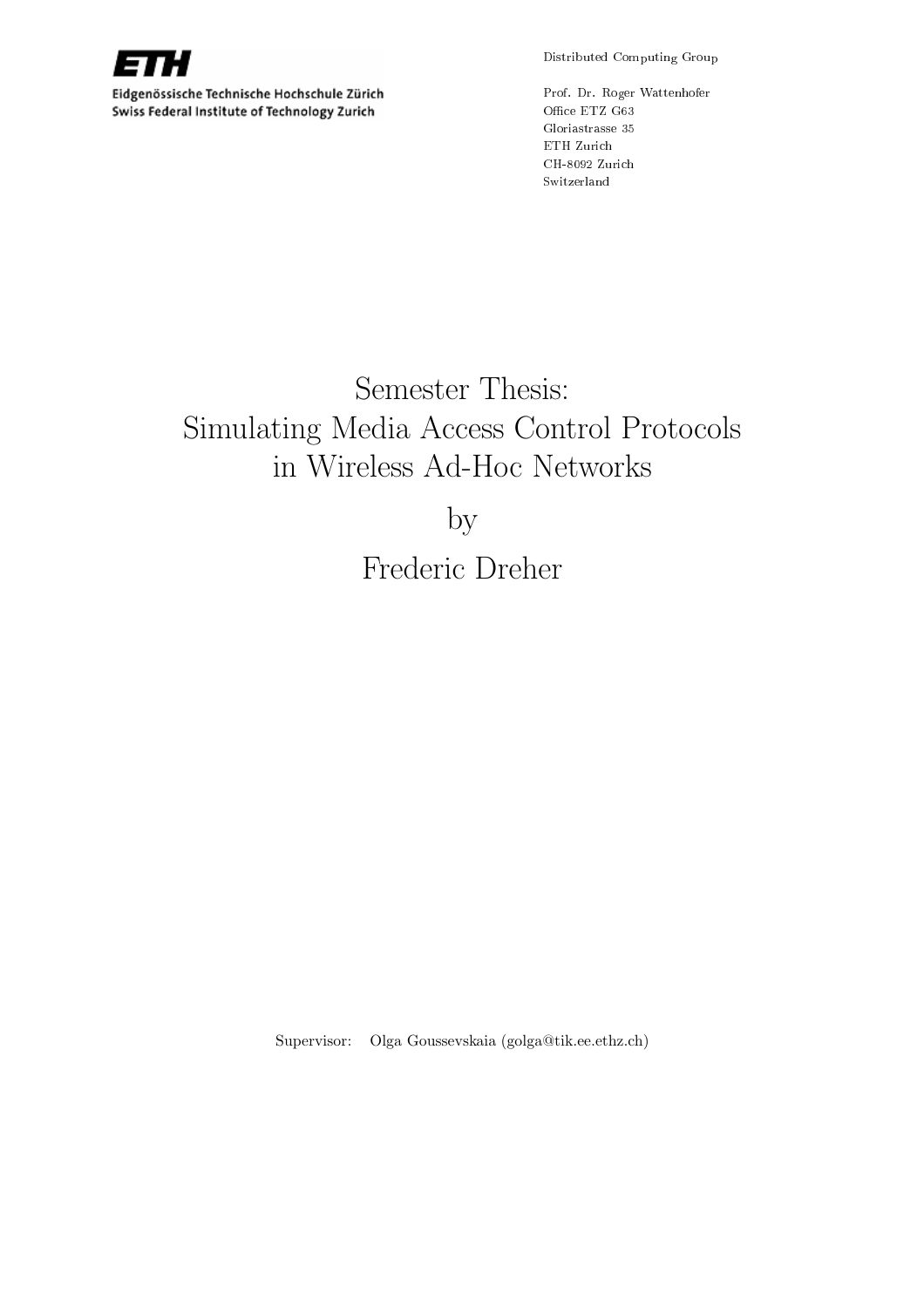ETH

Eidgenössische Technische Hochschule Zürich
Swiss Federal Institute of Technology Zurich

Distributed Computing Group

Prof. Dr. Roger Wattenhofer
Office ETZ G63
Gloriastrasse 35
ETH Zurich
CH-8092 Zurich
Switzerland

# Semester Thesis: Simulating Media Access Control Protocols in Wireless Ad-Hoc Networks

by

Frederic Dreher

Supervisor: Olga Goussevskaia (golga@tik.ee.ethz.ch)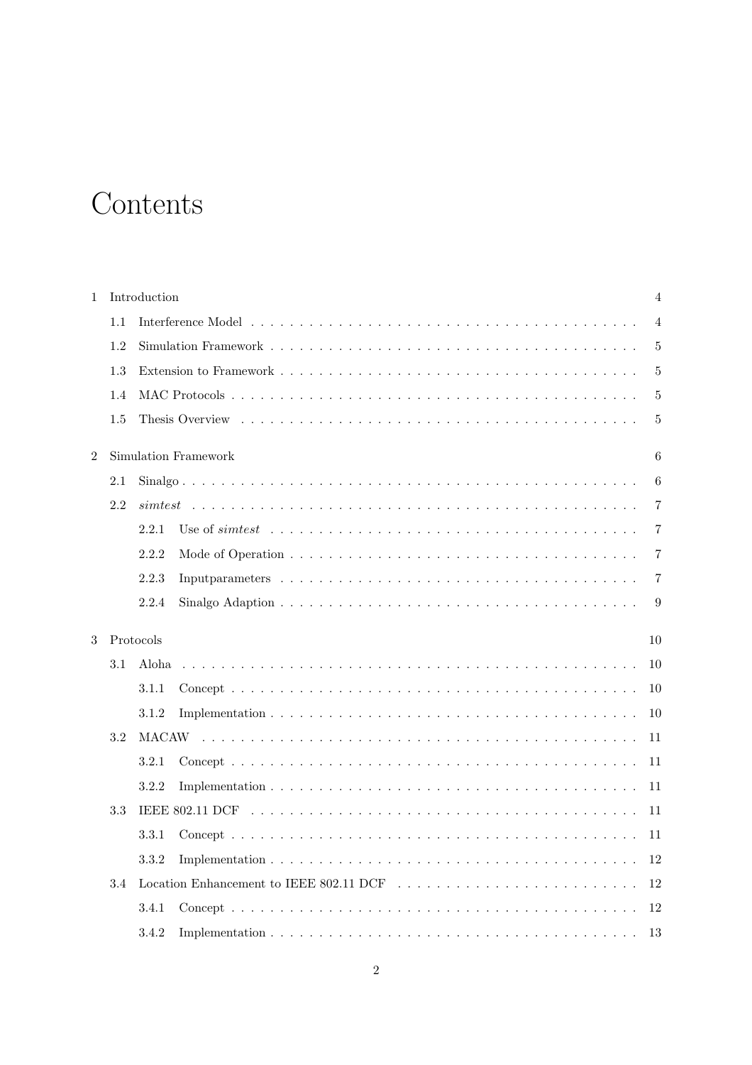# Contents

1 Introduction 4
  1.1 Interference Model 4
  1.2 Simulation Framework 5
  1.3 Extension to Framework 5
  1.4 MAC Protocols 5
  1.5 Thesis Overview 5

2 Simulation Framework 6
  2.1 Sinalgo 6
  2.2 *simtest* 7
    2.2.1 Use of *simtest* 7
    2.2.2 Mode of Operation 7
    2.2.3 Inputparameters 7
    2.2.4 Sinalgo Adaption 9

3 Protocols 10
  3.1 Aloha 10
    3.1.1 Concept 10
    3.1.2 Implementation 10
  3.2 MACAW 11
    3.2.1 Concept 11
    3.2.2 Implementation 11
  3.3 IEEE 802.11 DCF 11
    3.3.1 Concept 11
    3.3.2 Implementation 12
  3.4 Location Enhancement to IEEE 802.11 DCF 12
    3.4.1 Concept 12
    3.4.2 Implementation 13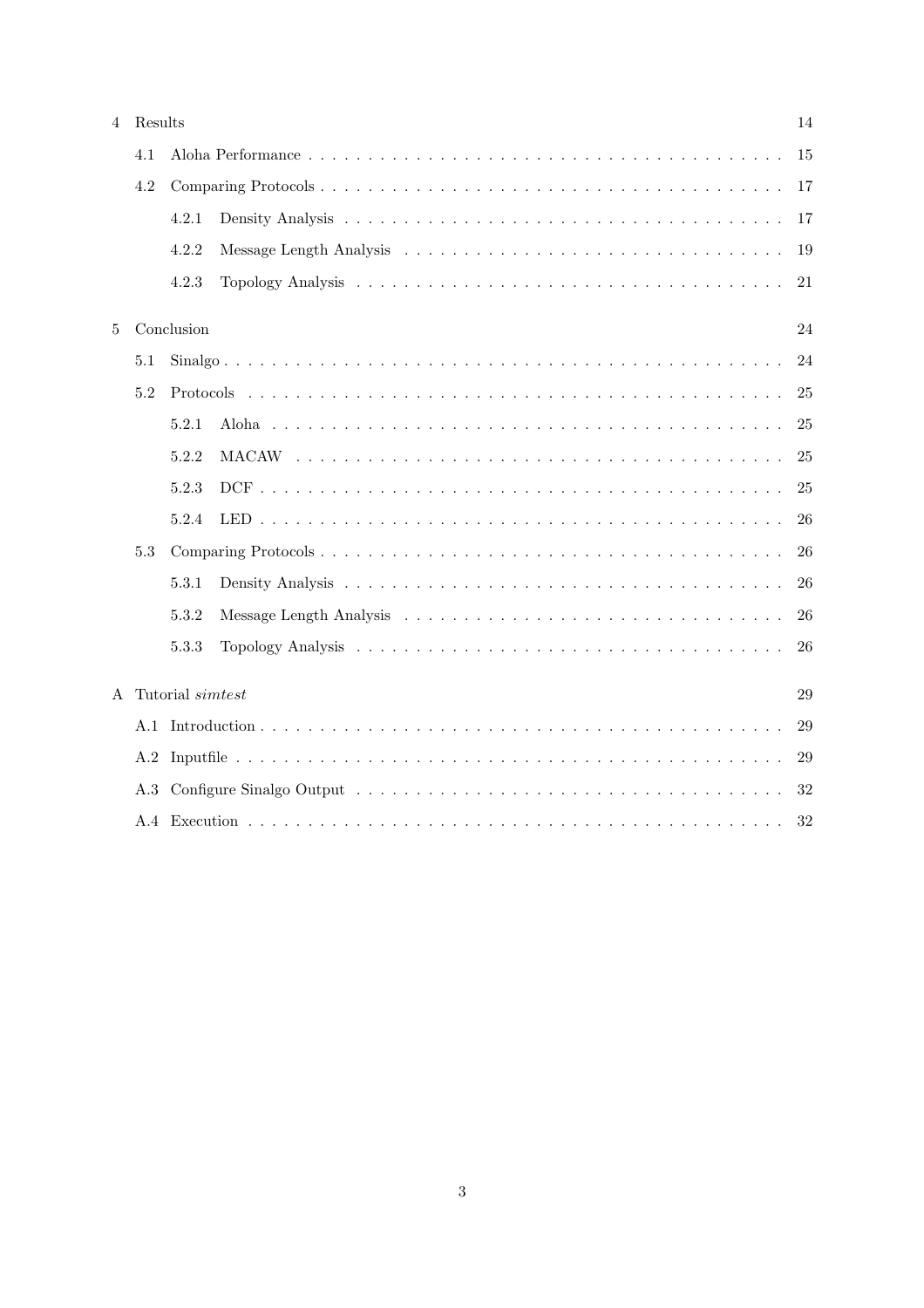| | | |
|---|---|---|
| 4 Results | | 14 |
| | 4.1 Aloha Performance | 15 |
| | 4.2 Comparing Protocols | 17 |
| | 4.2.1 Density Analysis | 17 |
| | 4.2.2 Message Length Analysis | 19 |
| | 4.2.3 Topology Analysis | 21 |
| 5 Conclusion | | 24 |
| | 5.1 Sinalgo | 24 |
| | 5.2 Protocols | 25 |
| | 5.2.1 Aloha | 25 |
| | 5.2.2 MACAW | 25 |
| | 5.2.3 DCF | 25 |
| | 5.2.4 LED | 26 |
| | 5.3 Comparing Protocols | 26 |
| | 5.3.1 Density Analysis | 26 |
| | 5.3.2 Message Length Analysis | 26 |
| | 5.3.3 Topology Analysis | 26 |
| A Tutorial *simtest* | | 29 |
| | A.1 Introduction | 29 |
| | A.2 Inputfile | 29 |
| | A.3 Configure Sinalgo Output | 32 |
| | A.4 Execution | 32 |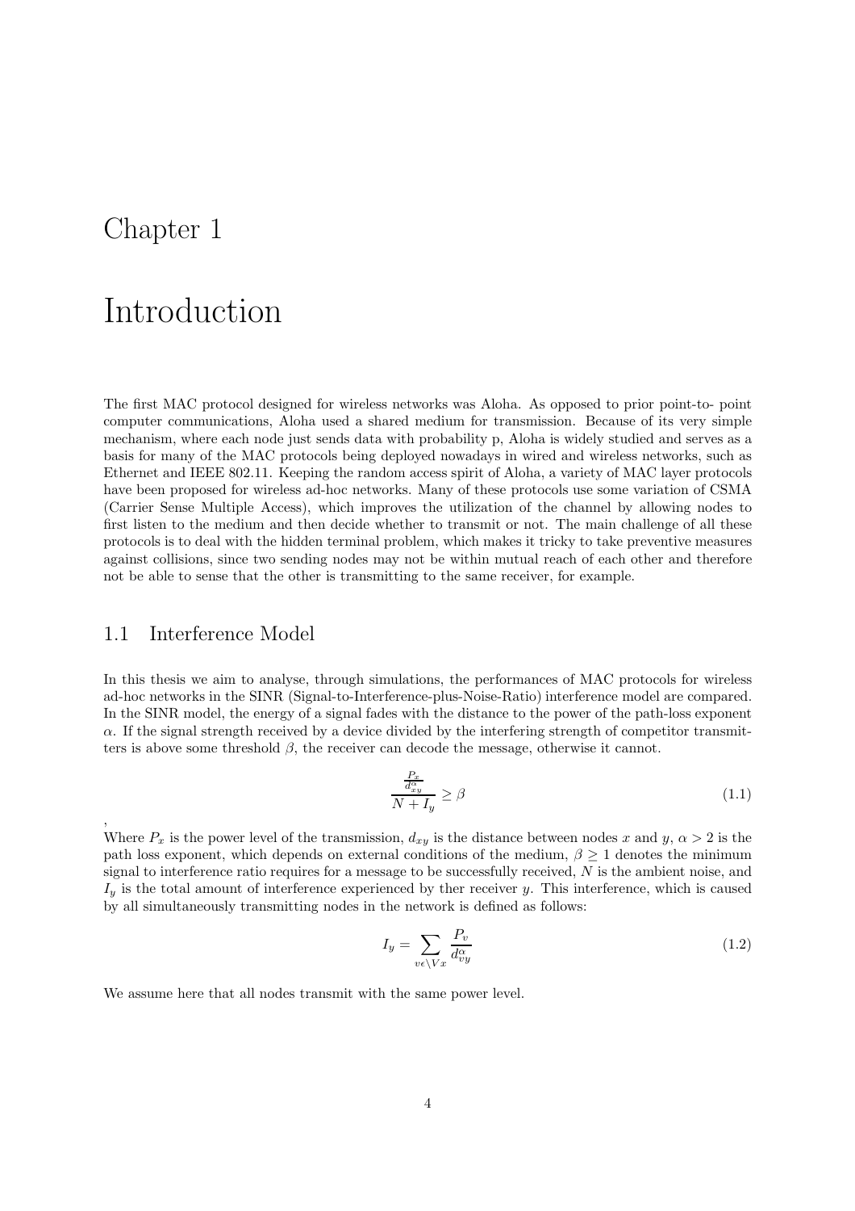# Chapter 1

# Introduction

The first MAC protocol designed for wireless networks was Aloha. As opposed to prior point-to- point computer communications, Aloha used a shared medium for transmission. Because of its very simple mechanism, where each node just sends data with probability p, Aloha is widely studied and serves as a basis for many of the MAC protocols being deployed nowadays in wired and wireless networks, such as Ethernet and IEEE 802.11. Keeping the random access spirit of Aloha, a variety of MAC layer protocols have been proposed for wireless ad-hoc networks. Many of these protocols use some variation of CSMA (Carrier Sense Multiple Access), which improves the utilization of the channel by allowing nodes to first listen to the medium and then decide whether to transmit or not. The main challenge of all these protocols is to deal with the hidden terminal problem, which makes it tricky to take preventive measures against collisions, since two sending nodes may not be within mutual reach of each other and therefore not be able to sense that the other is transmitting to the same receiver, for example.

## 1.1 Interference Model

In this thesis we aim to analyse, through simulations, the performances of MAC protocols for wireless ad-hoc networks in the SINR (Signal-to-Interference-plus-Noise-Ratio) interference model are compared. In the SINR model, the energy of a signal fades with the distance to the power of the path-loss exponent $\alpha$. If the signal strength received by a device divided by the interfering strength of competitor transmitters is above some threshold $\beta$, the receiver can decode the message, otherwise it cannot.

$$\frac{\frac{P_x}{d_{xy}^{\alpha}}}{N + I_y} \geq \beta \tag{1.1}$$

,
Where $P_x$ is the power level of the transmission, $d_{xy}$ is the distance between nodes $x$ and $y$, $\alpha > 2$ is the path loss exponent, which depends on external conditions of the medium, $\beta \geq 1$ denotes the minimum signal to interference ratio requires for a message to be successfully received, $N$ is the ambient noise, and $I_y$ is the total amount of interference experienced by ther receiver $y$. This interference, which is caused by all simultaneously transmitting nodes in the network is defined as follows:

$$I_y = \sum_{v \epsilon \setminus V x} \frac{P_v}{d_{vy}^{\alpha}} \tag{1.2}$$

We assume here that all nodes transmit with the same power level.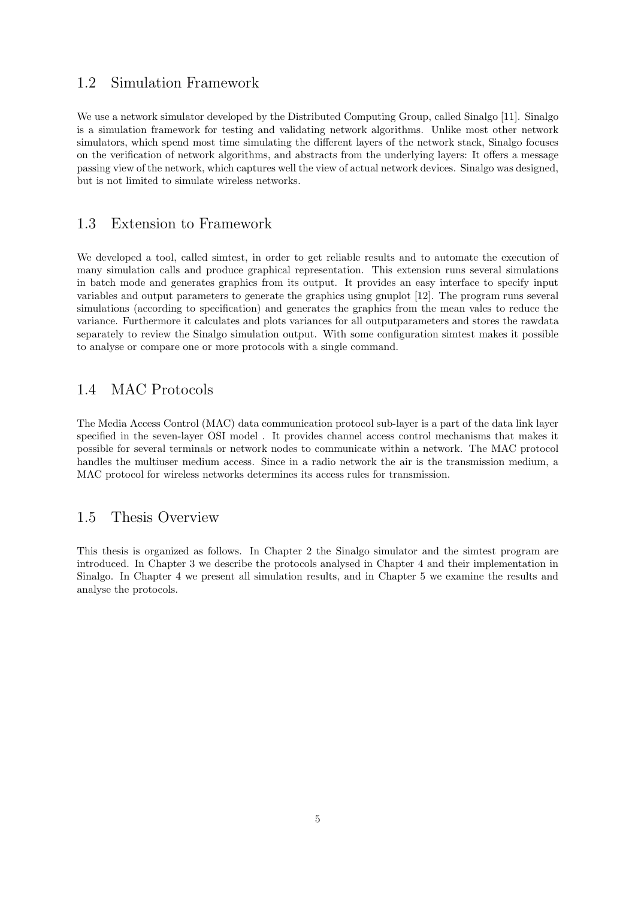## 1.2 Simulation Framework

We use a network simulator developed by the Distributed Computing Group, called Sinalgo [11]. Sinalgo is a simulation framework for testing and validating network algorithms. Unlike most other network simulators, which spend most time simulating the different layers of the network stack, Sinalgo focuses on the verification of network algorithms, and abstracts from the underlying layers: It offers a message passing view of the network, which captures well the view of actual network devices. Sinalgo was designed, but is not limited to simulate wireless networks.

## 1.3 Extension to Framework

We developed a tool, called simtest, in order to get reliable results and to automate the execution of many simulation calls and produce graphical representation. This extension runs several simulations in batch mode and generates graphics from its output. It provides an easy interface to specify input variables and output parameters to generate the graphics using gnuplot [12]. The program runs several simulations (according to specification) and generates the graphics from the mean vales to reduce the variance. Furthermore it calculates and plots variances for all outputparameters and stores the rawdata separately to review the Sinalgo simulation output. With some configuration simtest makes it possible to analyse or compare one or more protocols with a single command.

## 1.4 MAC Protocols

The Media Access Control (MAC) data communication protocol sub-layer is a part of the data link layer specified in the seven-layer OSI model . It provides channel access control mechanisms that makes it possible for several terminals or network nodes to communicate within a network. The MAC protocol handles the multiuser medium access. Since in a radio network the air is the transmission medium, a MAC protocol for wireless networks determines its access rules for transmission.

## 1.5 Thesis Overview

This thesis is organized as follows. In Chapter 2 the Sinalgo simulator and the simtest program are introduced. In Chapter 3 we describe the protocols analysed in Chapter 4 and their implementation in Sinalgo. In Chapter 4 we present all simulation results, and in Chapter 5 we examine the results and analyse the protocols.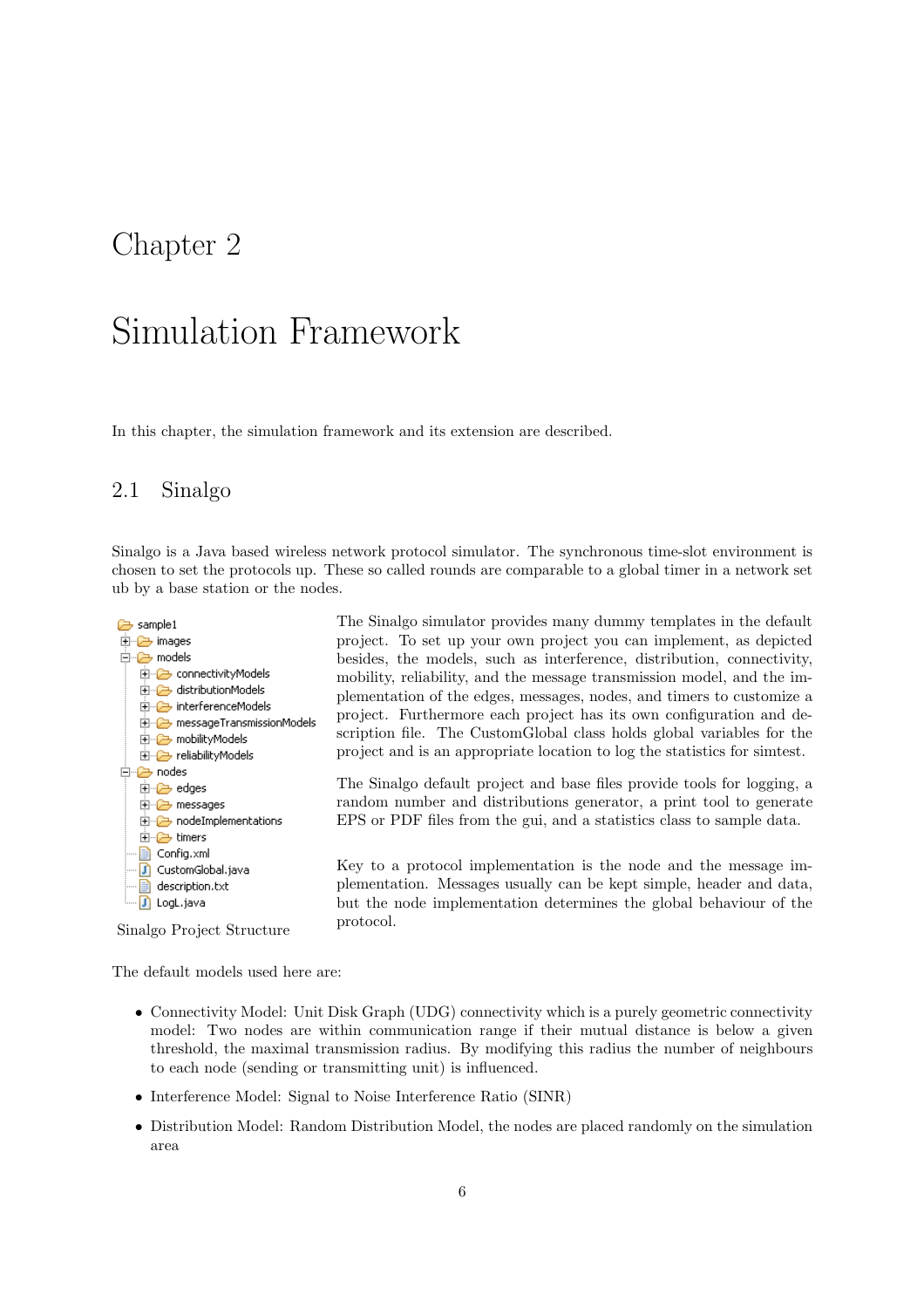# Chapter 2

# Simulation Framework

In this chapter, the simulation framework and its extension are described.

## 2.1 Sinalgo

Sinalgo is a Java based wireless network protocol simulator. The synchronous time-slot environment is chosen to set the protocols up. These so called rounds are comparable to a global timer in a network set ub by a base station or the nodes.

```
sample1
├── images
├── models
│   ├── connectivityModels
│   ├── distributionModels
│   ├── interferenceModels
│   ├── messageTransmissionModels
│   ├── mobilityModels
│   └── reliabilityModels
├── nodes
│   ├── edges
│   ├── messages
│   ├── nodeImplementations
│   └── timers
├── Config.xml
├── CustomGlobal.java
├── description.txt
└── LogL.java
```

Sinalgo Project Structure

The Sinalgo simulator provides many dummy templates in the default project. To set up your own project you can implement, as depicted besides, the models, such as interference, distribution, connectivity, mobility, reliability, and the message transmission model, and the implementation of the edges, messages, nodes, and timers to customize a project. Furthermore each project has its own configuration and description file. The CustomGlobal class holds global variables for the project and is an appropriate location to log the statistics for simtest.

The Sinalgo default project and base files provide tools for logging, a random number and distributions generator, a print tool to generate EPS or PDF files from the gui, and a statistics class to sample data.

Key to a protocol implementation is the node and the message implementation. Messages usually can be kept simple, header and data, but the node implementation determines the global behaviour of the protocol.

The default models used here are:

- Connectivity Model: Unit Disk Graph (UDG) connectivity which is a purely geometric connectivity model: Two nodes are within communication range if their mutual distance is below a given threshold, the maximal transmission radius. By modifying this radius the number of neighbours to each node (sending or transmitting unit) is influenced.
- Interference Model: Signal to Noise Interference Ratio (SINR)
- Distribution Model: Random Distribution Model, the nodes are placed randomly on the simulation area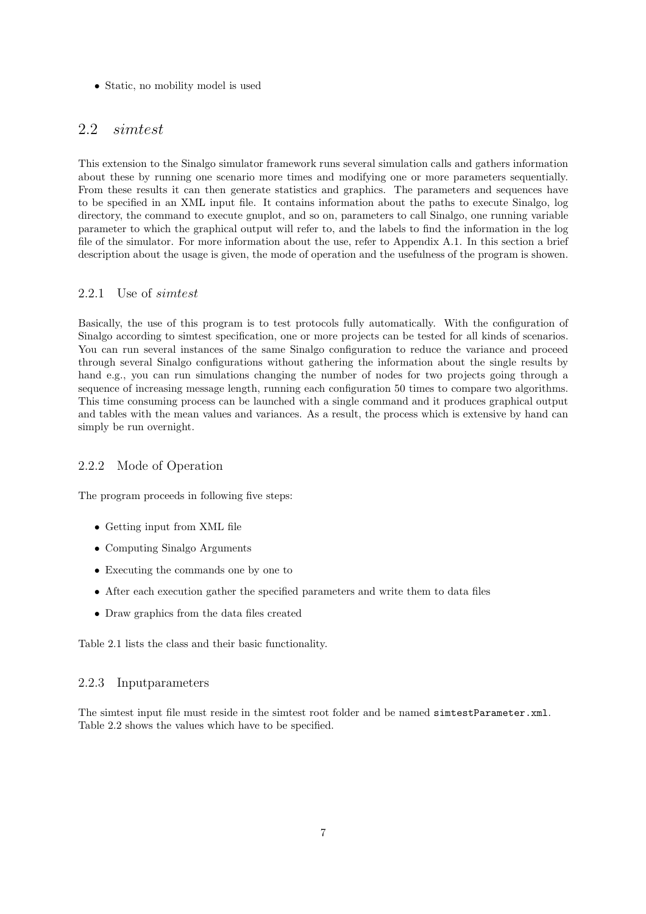- Static, no mobility model is used

## 2.2 *simtest*

This extension to the Sinalgo simulator framework runs several simulation calls and gathers information about these by running one scenario more times and modifying one or more parameters sequentially. From these results it can then generate statistics and graphics. The parameters and sequences have to be specified in an XML input file. It contains information about the paths to execute Sinalgo, log directory, the command to execute gnuplot, and so on, parameters to call Sinalgo, one running variable parameter to which the graphical output will refer to, and the labels to find the information in the log file of the simulator. For more information about the use, refer to Appendix A.1. In this section a brief description about the usage is given, the mode of operation and the usefulness of the program is showen.

### 2.2.1 Use of *simtest*

Basically, the use of this program is to test protocols fully automatically. With the configuration of Sinalgo according to simtest specification, one or more projects can be tested for all kinds of scenarios. You can run several instances of the same Sinalgo configuration to reduce the variance and proceed through several Sinalgo configurations without gathering the information about the single results by hand e.g., you can run simulations changing the number of nodes for two projects going through a sequence of increasing message length, running each configuration 50 times to compare two algorithms. This time consuming process can be launched with a single command and it produces graphical output and tables with the mean values and variances. As a result, the process which is extensive by hand can simply be run overnight.

### 2.2.2 Mode of Operation

The program proceeds in following five steps:

- Getting input from XML file
- Computing Sinalgo Arguments
- Executing the commands one by one to
- After each execution gather the specified parameters and write them to data files
- Draw graphics from the data files created

Table 2.1 lists the class and their basic functionality.

### 2.2.3 Inputparameters

The simtest input file must reside in the simtest root folder and be named `simtestParameter.xml`. Table 2.2 shows the values which have to be specified.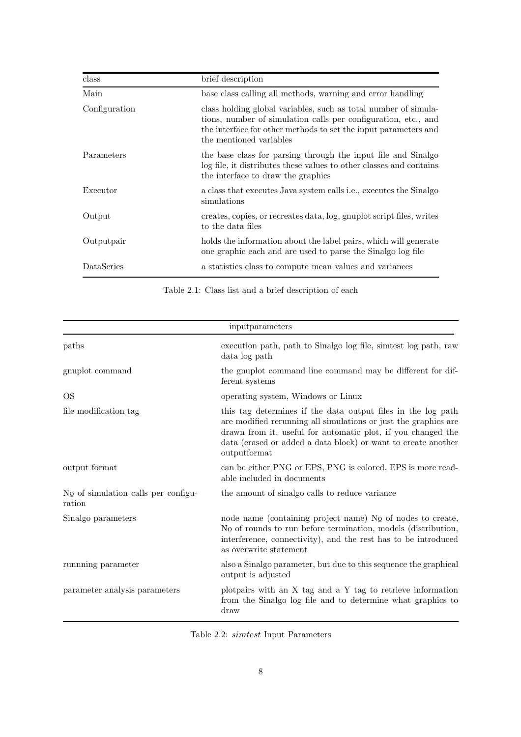| class | brief description |
|---|---|
| Main | base class calling all methods, warning and error handling |
| Configuration | class holding global variables, such as total number of simulations, number of simulation calls per configuration, etc., and the interface for other methods to set the input parameters and the mentioned variables |
| Parameters | the base class for parsing through the input file and Sinalgo log file, it distributes these values to other classes and contains the interface to draw the graphics |
| Executor | a class that executes Java system calls i.e., executes the Sinalgo simulations |
| Output | creates, copies, or recreates data, log, gnuplot script files, writes to the data files |
| Outputpair | holds the information about the label pairs, which will generate one graphic each and are used to parse the Sinalgo log file |
| DataSeries | a statistics class to compute mean values and variances |

Table 2.1: Class list and a brief description of each

| inputparameters | |
|---|---|
| paths | execution path, path to Sinalgo log file, simtest log path, raw data log path |
| gnuplot command | the gnuplot command line command may be different for different systems |
| OS | operating system, Windows or Linux |
| file modification tag | this tag determines if the data output files in the log path are modified rerunning all simulations or just the graphics are drawn from it, useful for automatic plot, if you changed the data (erased or added a data block) or want to create another outputformat |
| output format | can be either PNG or EPS, PNG is colored, EPS is more readable included in documents |
| № of simulation calls per configuration | the amount of sinalgo calls to reduce variance |
| Sinalgo parameters | node name (containing project name) № of nodes to create, № of rounds to run before termination, models (distribution, interference, connectivity), and the rest has to be introduced as overwrite statement |
| runnning parameter | also a Sinalgo parameter, but due to this sequence the graphical output is adjusted |
| parameter analysis parameters | plotpairs with an X tag and a Y tag to retrieve information from the Sinalgo log file and to determine what graphics to draw |

Table 2.2: *simtest* Input Parameters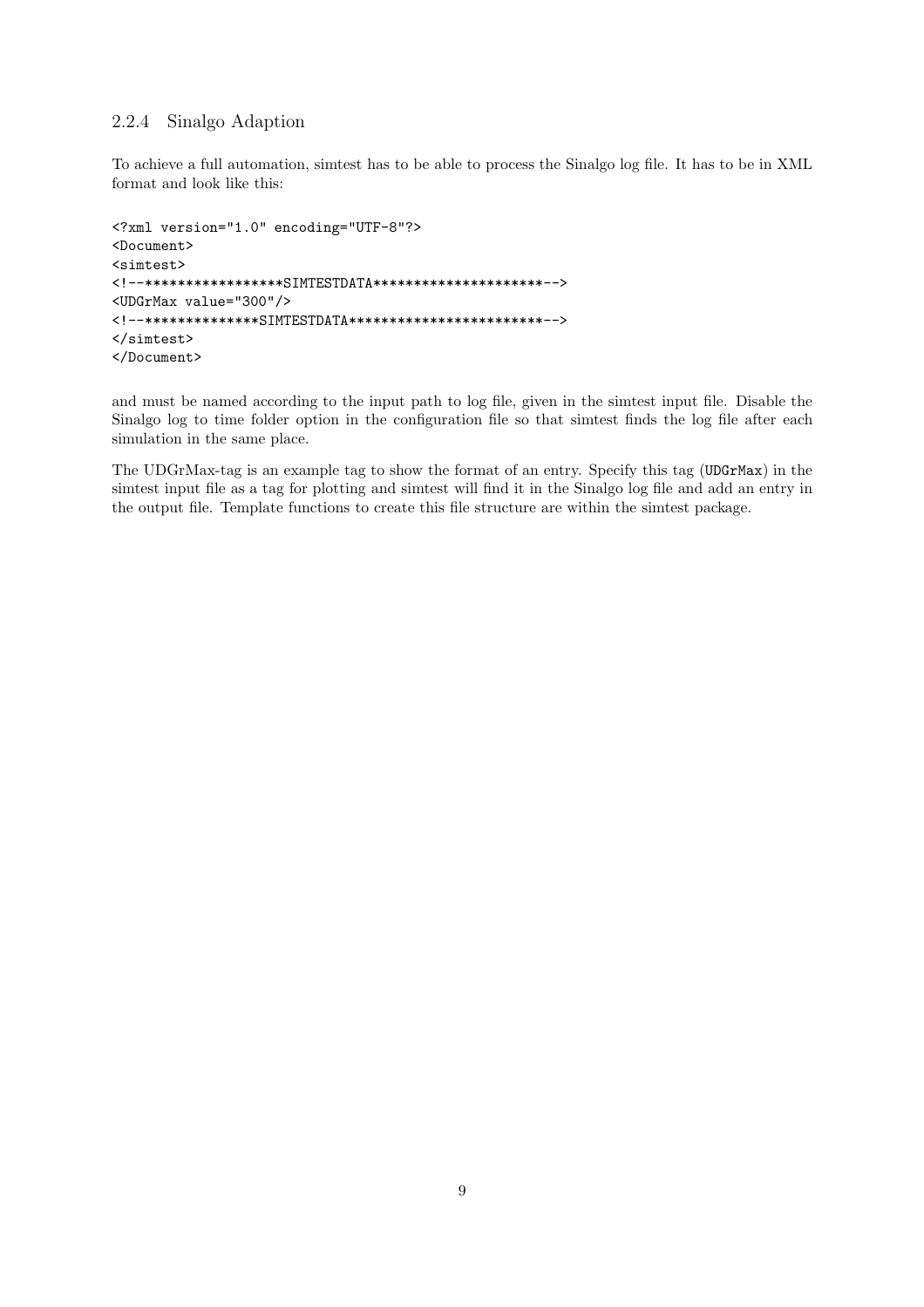### 2.2.4 Sinalgo Adaption

To achieve a full automation, simtest has to be able to process the Sinalgo log file. It has to be in XML format and look like this:

```
<?xml version="1.0" encoding="UTF-8"?>
<Document>
<simtest>
<!--*****************SIMTESTDATA*********************-->
<UDGrMax value="300"/>
<!--**************SIMTESTDATA************************-->
</simtest>
</Document>
```

and must be named according to the input path to log file, given in the simtest input file. Disable the Sinalgo log to time folder option in the configuration file so that simtest finds the log file after each simulation in the same place.

The UDGrMax-tag is an example tag to show the format of an entry. Specify this tag (`UDGrMax`) in the simtest input file as a tag for plotting and simtest will find it in the Sinalgo log file and add an entry in the output file. Template functions to create this file structure are within the simtest package.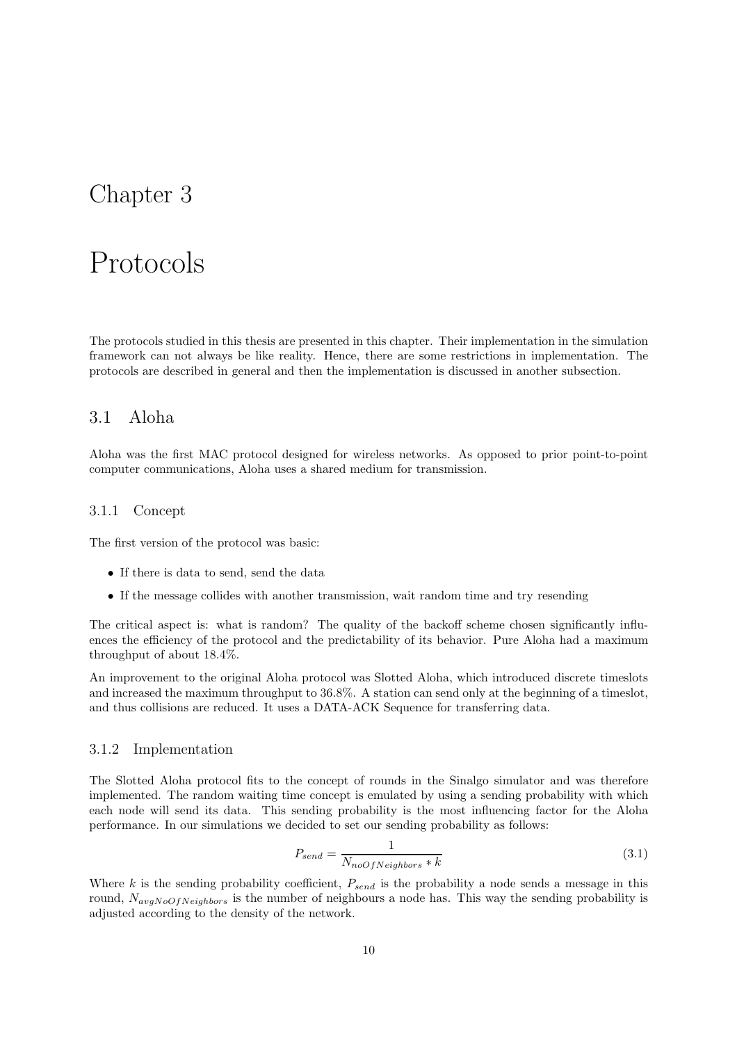# Chapter 3

# Protocols

The protocols studied in this thesis are presented in this chapter. Their implementation in the simulation framework can not always be like reality. Hence, there are some restrictions in implementation. The protocols are described in general and then the implementation is discussed in another subsection.

## 3.1 Aloha

Aloha was the first MAC protocol designed for wireless networks. As opposed to prior point-to-point computer communications, Aloha uses a shared medium for transmission.

### 3.1.1 Concept

The first version of the protocol was basic:

- If there is data to send, send the data
- If the message collides with another transmission, wait random time and try resending

The critical aspect is: what is random? The quality of the backoff scheme chosen significantly influences the efficiency of the protocol and the predictability of its behavior. Pure Aloha had a maximum throughput of about 18.4%.

An improvement to the original Aloha protocol was Slotted Aloha, which introduced discrete timeslots and increased the maximum throughput to 36.8%. A station can send only at the beginning of a timeslot, and thus collisions are reduced. It uses a DATA-ACK Sequence for transferring data.

### 3.1.2 Implementation

The Slotted Aloha protocol fits to the concept of rounds in the Sinalgo simulator and was therefore implemented. The random waiting time concept is emulated by using a sending probability with which each node will send its data. This sending probability is the most influencing factor for the Aloha performance. In our simulations we decided to set our sending probability as follows:

$$P_{send} = \frac{1}{N_{noOfNeighbors} * k} \tag{3.1}$$

Where $k$ is the sending probability coefficient, $P_{send}$ is the probability a node sends a message in this round, $N_{avgNoOfNeighbors}$ is the number of neighbours a node has. This way the sending probability is adjusted according to the density of the network.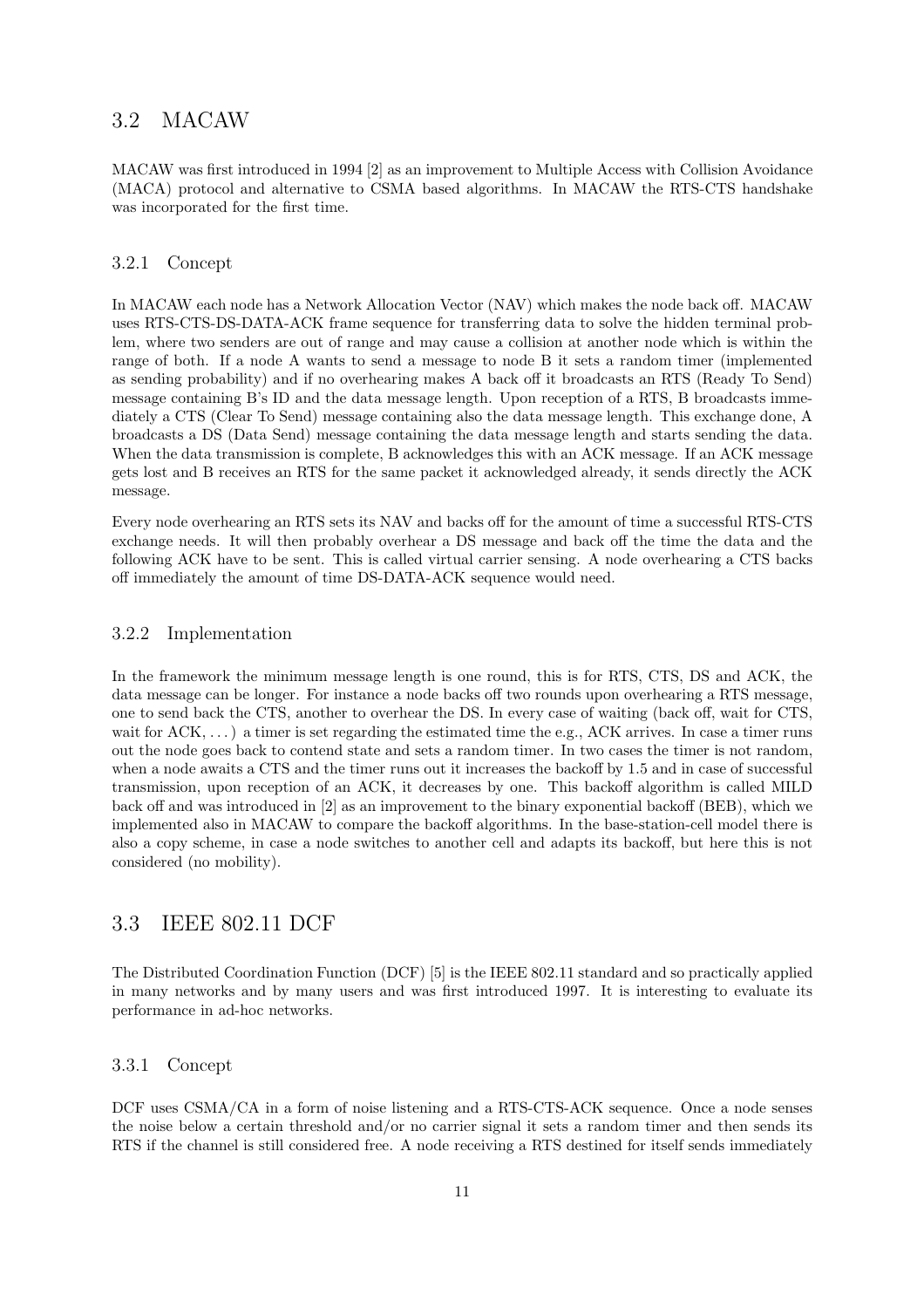## 3.2 MACAW

MACAW was first introduced in 1994 [2] as an improvement to Multiple Access with Collision Avoidance (MACA) protocol and alternative to CSMA based algorithms. In MACAW the RTS-CTS handshake was incorporated for the first time.

### 3.2.1 Concept

In MACAW each node has a Network Allocation Vector (NAV) which makes the node back off. MACAW uses RTS-CTS-DS-DATA-ACK frame sequence for transferring data to solve the hidden terminal problem, where two senders are out of range and may cause a collision at another node which is within the range of both. If a node A wants to send a message to node B it sets a random timer (implemented as sending probability) and if no overhearing makes A back off it broadcasts an RTS (Ready To Send) message containing B's ID and the data message length. Upon reception of a RTS, B broadcasts immediately a CTS (Clear To Send) message containing also the data message length. This exchange done, A broadcasts a DS (Data Send) message containing the data message length and starts sending the data. When the data transmission is complete, B acknowledges this with an ACK message. If an ACK message gets lost and B receives an RTS for the same packet it acknowledged already, it sends directly the ACK message.

Every node overhearing an RTS sets its NAV and backs off for the amount of time a successful RTS-CTS exchange needs. It will then probably overhear a DS message and back off the time the data and the following ACK have to be sent. This is called virtual carrier sensing. A node overhearing a CTS backs off immediately the amount of time DS-DATA-ACK sequence would need.

### 3.2.2 Implementation

In the framework the minimum message length is one round, this is for RTS, CTS, DS and ACK, the data message can be longer. For instance a node backs off two rounds upon overhearing a RTS message, one to send back the CTS, another to overhear the DS. In every case of waiting (back off, wait for CTS, wait for ACK, . . . ) a timer is set regarding the estimated time the e.g., ACK arrives. In case a timer runs out the node goes back to contend state and sets a random timer. In two cases the timer is not random, when a node awaits a CTS and the timer runs out it increases the backoff by 1.5 and in case of successful transmission, upon reception of an ACK, it decreases by one. This backoff algorithm is called MILD back off and was introduced in [2] as an improvement to the binary exponential backoff (BEB), which we implemented also in MACAW to compare the backoff algorithms. In the base-station-cell model there is also a copy scheme, in case a node switches to another cell and adapts its backoff, but here this is not considered (no mobility).

## 3.3 IEEE 802.11 DCF

The Distributed Coordination Function (DCF) [5] is the IEEE 802.11 standard and so practically applied in many networks and by many users and was first introduced 1997. It is interesting to evaluate its performance in ad-hoc networks.

### 3.3.1 Concept

DCF uses CSMA/CA in a form of noise listening and a RTS-CTS-ACK sequence. Once a node senses the noise below a certain threshold and/or no carrier signal it sets a random timer and then sends its RTS if the channel is still considered free. A node receiving a RTS destined for itself sends immediately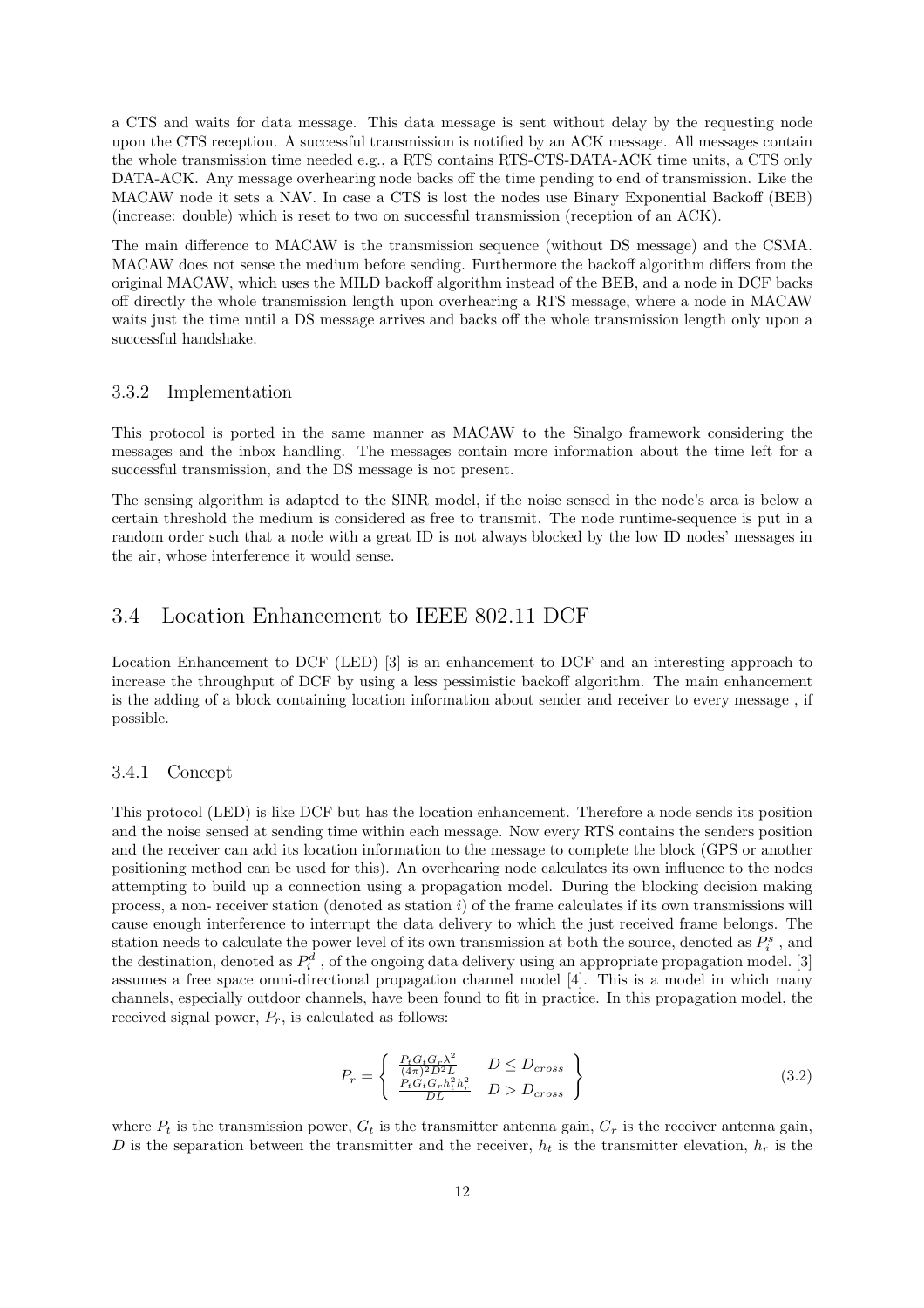a CTS and waits for data message. This data message is sent without delay by the requesting node upon the CTS reception. A successful transmission is notified by an ACK message. All messages contain the whole transmission time needed e.g., a RTS contains RTS-CTS-DATA-ACK time units, a CTS only DATA-ACK. Any message overhearing node backs off the time pending to end of transmission. Like the MACAW node it sets a NAV. In case a CTS is lost the nodes use Binary Exponential Backoff (BEB) (increase: double) which is reset to two on successful transmission (reception of an ACK).

The main difference to MACAW is the transmission sequence (without DS message) and the CSMA. MACAW does not sense the medium before sending. Furthermore the backoff algorithm differs from the original MACAW, which uses the MILD backoff algorithm instead of the BEB, and a node in DCF backs off directly the whole transmission length upon overhearing a RTS message, where a node in MACAW waits just the time until a DS message arrives and backs off the whole transmission length only upon a successful handshake.

### 3.3.2 Implementation

This protocol is ported in the same manner as MACAW to the Sinalgo framework considering the messages and the inbox handling. The messages contain more information about the time left for a successful transmission, and the DS message is not present.

The sensing algorithm is adapted to the SINR model, if the noise sensed in the node's area is below a certain threshold the medium is considered as free to transmit. The node runtime-sequence is put in a random order such that a node with a great ID is not always blocked by the low ID nodes' messages in the air, whose interference it would sense.

## 3.4 Location Enhancement to IEEE 802.11 DCF

Location Enhancement to DCF (LED) [3] is an enhancement to DCF and an interesting approach to increase the throughput of DCF by using a less pessimistic backoff algorithm. The main enhancement is the adding of a block containing location information about sender and receiver to every message , if possible.

### 3.4.1 Concept

This protocol (LED) is like DCF but has the location enhancement. Therefore a node sends its position and the noise sensed at sending time within each message. Now every RTS contains the senders position and the receiver can add its location information to the message to complete the block (GPS or another positioning method can be used for this). An overhearing node calculates its own influence to the nodes attempting to build up a connection using a propagation model. During the blocking decision making process, a non- receiver station (denoted as station $i$) of the frame calculates if its own transmissions will cause enough interference to interrupt the data delivery to which the just received frame belongs. The station needs to calculate the power level of its own transmission at both the source, denoted as $P_i^s$ , and the destination, denoted as $P_i^d$ , of the ongoing data delivery using an appropriate propagation model. [3] assumes a free space omni-directional propagation channel model [4]. This is a model in which many channels, especially outdoor channels, have been found to fit in practice. In this propagation model, the received signal power, $P_r$, is calculated as follows:

$$P_r = \left\{ \begin{array}{ll} \frac{P_t G_t G_r \lambda^2}{(4\pi)^2 D^2 L} & D \leq D_{cross} \\ \frac{P_t G_t G_r h_t^2 h_r^2}{DL} & D > D_{cross} \end{array} \right\} \tag{3.2}$$

where $P_t$ is the transmission power, $G_t$ is the transmitter antenna gain, $G_r$ is the receiver antenna gain, $D$ is the separation between the transmitter and the receiver, $h_t$ is the transmitter elevation, $h_r$ is the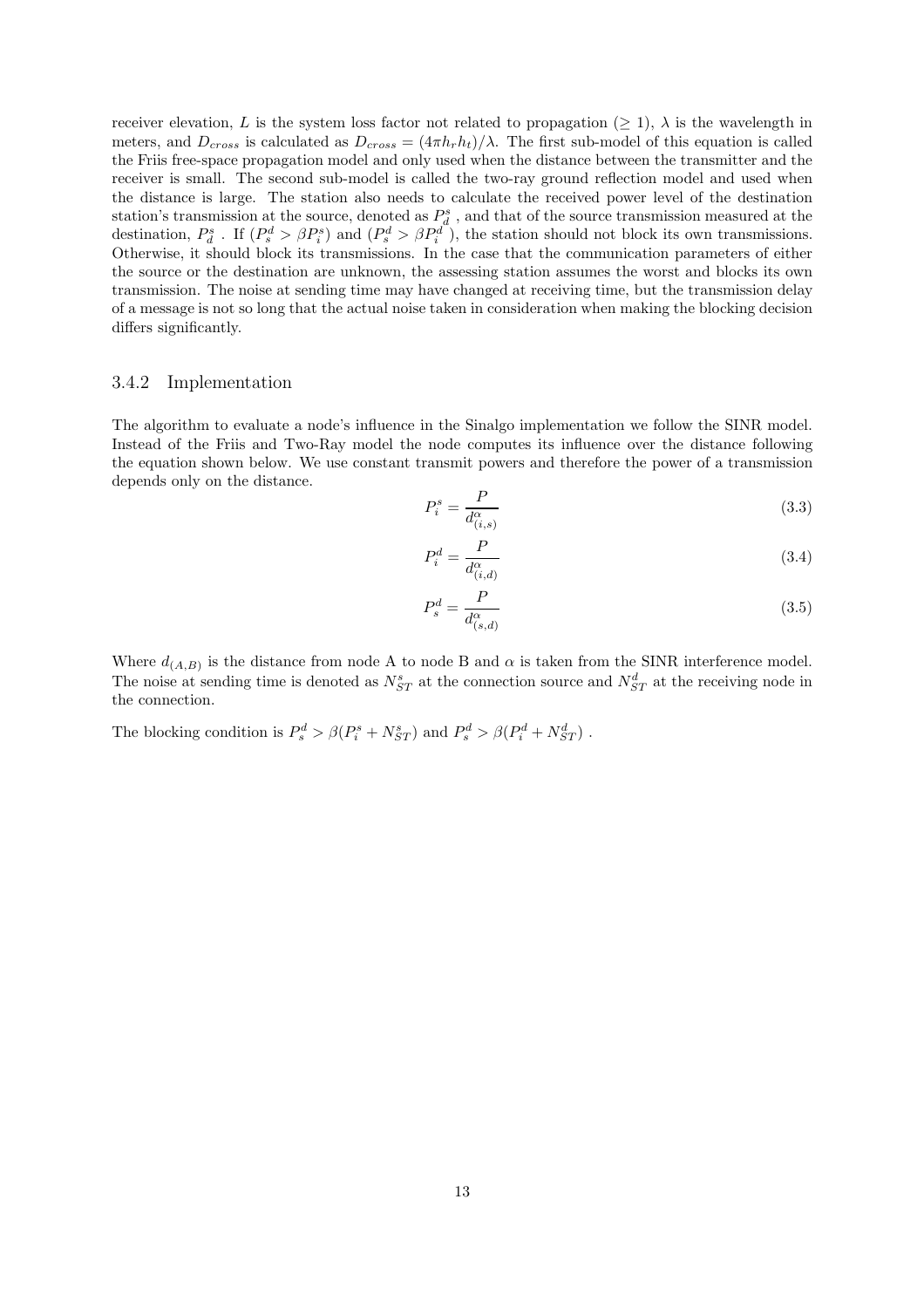receiver elevation, $L$ is the system loss factor not related to propagation ($\geq 1$), $\lambda$ is the wavelength in meters, and $D_{cross}$ is calculated as $D_{cross} = (4\pi h_r h_t)/\lambda$. The first sub-model of this equation is called the Friis free-space propagation model and only used when the distance between the transmitter and the receiver is small. The second sub-model is called the two-ray ground reflection model and used when the distance is large. The station also needs to calculate the received power level of the destination station's transmission at the source, denoted as $P_d^s$ , and that of the source transmission measured at the destination, $P_d^s$ . If ($P_s^d > \beta P_i^s$) and ($P_s^d > \beta P_i^d$), the station should not block its own transmissions. Otherwise, it should block its transmissions. In the case that the communication parameters of either the source or the destination are unknown, the assessing station assumes the worst and blocks its own transmission. The noise at sending time may have changed at receiving time, but the transmission delay of a message is not so long that the actual noise taken in consideration when making the blocking decision differs significantly.

### 3.4.2 Implementation

The algorithm to evaluate a node's influence in the Sinalgo implementation we follow the SINR model. Instead of the Friis and Two-Ray model the node computes its influence over the distance following the equation shown below. We use constant transmit powers and therefore the power of a transmission depends only on the distance.

$$P_i^s = \frac{P}{d_{(i,s)}^{\alpha}} \tag{3.3}$$

$$P_i^d = \frac{P}{d_{(i,d)}^{\alpha}} \tag{3.4}$$

$$P_s^d = \frac{P}{d_{(s,d)}^{\alpha}} \tag{3.5}$$

Where $d_{(A,B)}$ is the distance from node A to node B and $\alpha$ is taken from the SINR interference model. The noise at sending time is denoted as $N_{ST}^s$ at the connection source and $N_{ST}^d$ at the receiving node in the connection.

The blocking condition is $P_s^d > \beta(P_i^s + N_{ST}^s)$ and $P_s^d > \beta(P_i^d + N_{ST}^d)$ .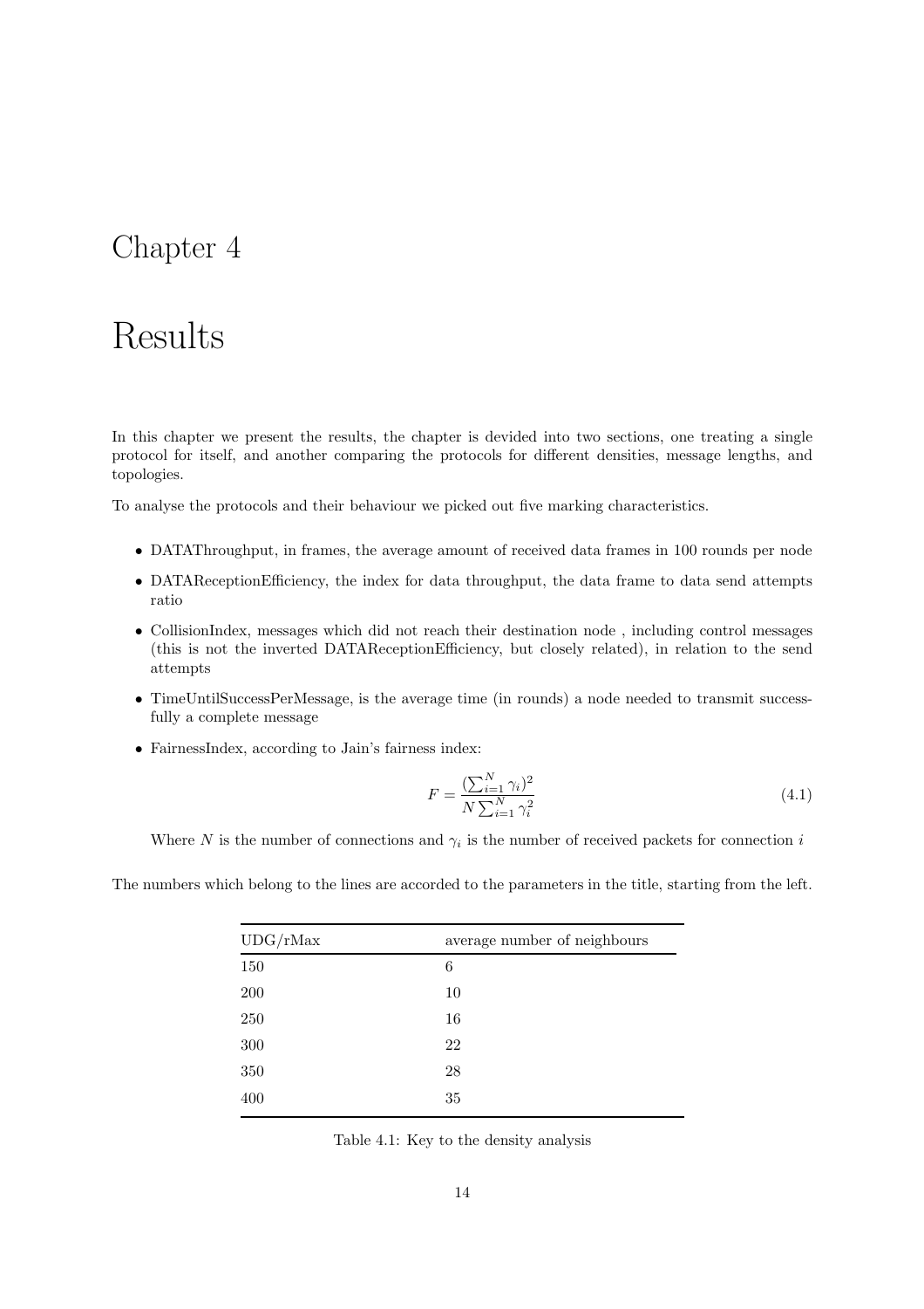# Chapter 4

# Results

In this chapter we present the results, the chapter is devided into two sections, one treating a single protocol for itself, and another comparing the protocols for different densities, message lengths, and topologies.

To analyse the protocols and their behaviour we picked out five marking characteristics.

- DATAThroughput, in frames, the average amount of received data frames in 100 rounds per node
- DATAReceptionEfficiency, the index for data throughput, the data frame to data send attempts ratio
- CollisionIndex, messages which did not reach their destination node , including control messages (this is not the inverted DATAReceptionEfficiency, but closely related), in relation to the send attempts
- TimeUntilSuccessPerMessage, is the average time (in rounds) a node needed to transmit successfully a complete message
- FairnessIndex, according to Jain's fairness index:

$$F = \frac{(\sum_{i=1}^{N} \gamma_i)^2}{N \sum_{i=1}^{N} \gamma_i^2} \tag{4.1}$$

  Where $N$ is the number of connections and $\gamma_i$ is the number of received packets for connection $i$

The numbers which belong to the lines are accorded to the parameters in the title, starting from the left.

| UDG/rMax | average number of neighbours |
|---|---|
| 150 | 6 |
| 200 | 10 |
| 250 | 16 |
| 300 | 22 |
| 350 | 28 |
| 400 | 35 |

Table 4.1: Key to the density analysis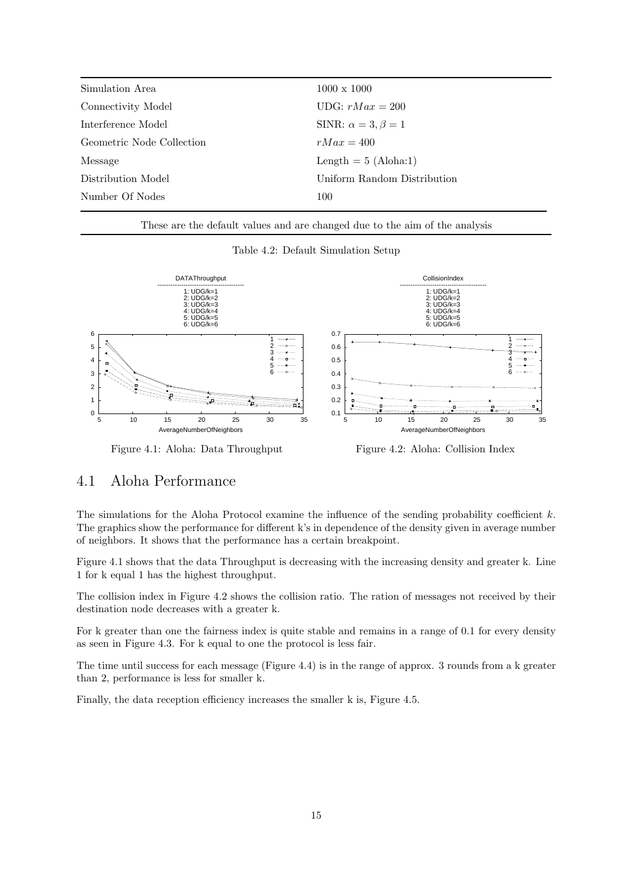| | |
|---|---|
| Simulation Area | 1000 x 1000 |
| Connectivity Model | UDG: $rMax = 200$ |
| Interference Model | SINR: $\alpha = 3, \beta = 1$ |
| Geometric Node Collection | $rMax = 400$ |
| Message | Length = 5 (Aloha:1) |
| Distribution Model | Uniform Random Distribution |
| Number Of Nodes | 100 |

These are the default values and are changed due to the aim of the analysis

Table 4.2: Default Simulation Setup

Figure 4.1: Aloha: Data Throughput

Figure 4.2: Aloha: Collision Index

## 4.1 Aloha Performance

The simulations for the Aloha Protocol examine the influence of the sending probability coefficient $k$. The graphics show the performance for different k's in dependence of the density given in average number of neighbors. It shows that the performance has a certain breakpoint.

Figure 4.1 shows that the data Throughput is decreasing with the increasing density and greater k. Line 1 for k equal 1 has the highest throughput.

The collision index in Figure 4.2 shows the collision ratio. The ration of messages not received by their destination node decreases with a greater k.

For k greater than one the fairness index is quite stable and remains in a range of 0.1 for every density as seen in Figure 4.3. For k equal to one the protocol is less fair.

The time until success for each message (Figure 4.4) is in the range of approx. 3 rounds from a k greater than 2, performance is less for smaller k.

Finally, the data reception efficiency increases the smaller k is, Figure 4.5.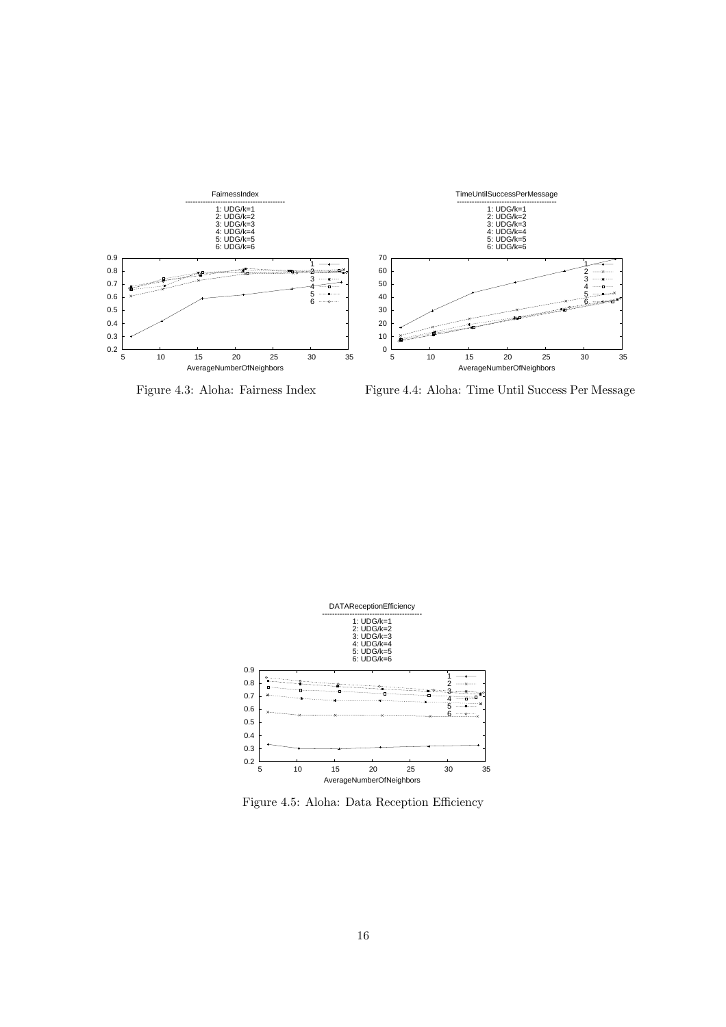Figure 4.3: Aloha: Fairness Index

Figure 4.4: Aloha: Time Until Success Per Message

Figure 4.5: Aloha: Data Reception Efficiency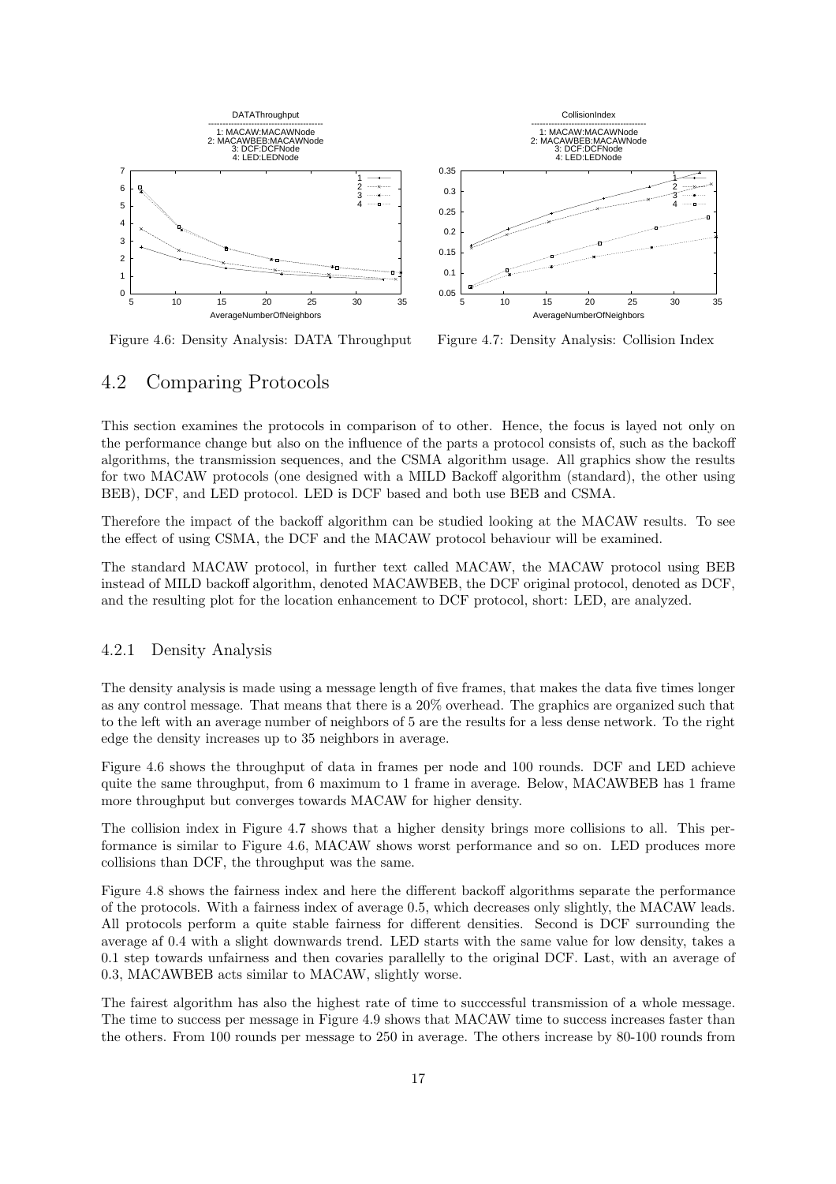Figure 4.6: Density Analysis: DATA Throughput

Figure 4.7: Density Analysis: Collision Index

## 4.2 Comparing Protocols

This section examines the protocols in comparison of to other. Hence, the focus is layed not only on the performance change but also on the influence of the parts a protocol consists of, such as the backoff algorithms, the transmission sequences, and the CSMA algorithm usage. All graphics show the results for two MACAW protocols (one designed with a MILD Backoff algorithm (standard), the other using BEB), DCF, and LED protocol. LED is DCF based and both use BEB and CSMA.

Therefore the impact of the backoff algorithm can be studied looking at the MACAW results. To see the effect of using CSMA, the DCF and the MACAW protocol behaviour will be examined.

The standard MACAW protocol, in further text called MACAW, the MACAW protocol using BEB instead of MILD backoff algorithm, denoted MACAWBEB, the DCF original protocol, denoted as DCF, and the resulting plot for the location enhancement to DCF protocol, short: LED, are analyzed.

### 4.2.1 Density Analysis

The density analysis is made using a message length of five frames, that makes the data five times longer as any control message. That means that there is a 20% overhead. The graphics are organized such that to the left with an average number of neighbors of 5 are the results for a less dense network. To the right edge the density increases up to 35 neighbors in average.

Figure 4.6 shows the throughput of data in frames per node and 100 rounds. DCF and LED achieve quite the same throughput, from 6 maximum to 1 frame in average. Below, MACAWBEB has 1 frame more throughput but converges towards MACAW for higher density.

The collision index in Figure 4.7 shows that a higher density brings more collisions to all. This performance is similar to Figure 4.6, MACAW shows worst performance and so on. LED produces more collisions than DCF, the throughput was the same.

Figure 4.8 shows the fairness index and here the different backoff algorithms separate the performance of the protocols. With a fairness index of average 0.5, which decreases only slightly, the MACAW leads. All protocols perform a quite stable fairness for different densities. Second is DCF surrounding the average af 0.4 with a slight downwards trend. LED starts with the same value for low density, takes a 0.1 step towards unfairness and then covaries parallelly to the original DCF. Last, with an average of 0.3, MACAWBEB acts similar to MACAW, slightly worse.

The fairest algorithm has also the highest rate of time to succcessful transmission of a whole message. The time to success per message in Figure 4.9 shows that MACAW time to success increases faster than the others. From 100 rounds per message to 250 in average. The others increase by 80-100 rounds from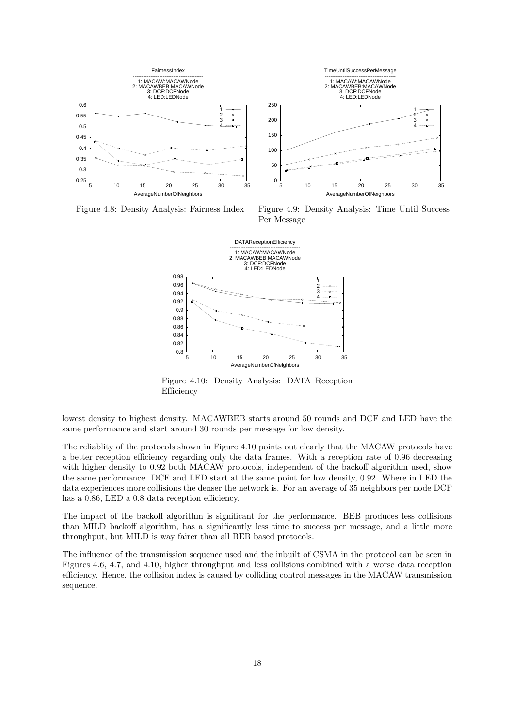Figure 4.8: Density Analysis: Fairness Index

Figure 4.9: Density Analysis: Time Until Success Per Message

Figure 4.10: Density Analysis: DATA Reception Efficiency

lowest density to highest density. MACAWBEB starts around 50 rounds and DCF and LED have the same performance and start around 30 rounds per message for low density.

The reliablity of the protocols shown in Figure 4.10 points out clearly that the MACAW protocols have a better reception efficiency regarding only the data frames. With a reception rate of 0.96 decreasing with higher density to 0.92 both MACAW protocols, independent of the backoff algorithm used, show the same performance. DCF and LED start at the same point for low density, 0.92. Where in LED the data experiences more collisions the denser the network is. For an average of 35 neighbors per node DCF has a 0.86, LED a 0.8 data reception efficiency.

The impact of the backoff algorithm is significant for the performance. BEB produces less collisions than MILD backoff algorithm, has a significantly less time to success per message, and a little more throughput, but MILD is way fairer than all BEB based protocols.

The influence of the transmission sequence used and the inbuilt of CSMA in the protocol can be seen in Figures 4.6, 4.7, and 4.10, higher throughput and less collisions combined with a worse data reception efficiency. Hence, the collision index is caused by colliding control messages in the MACAW transmission sequence.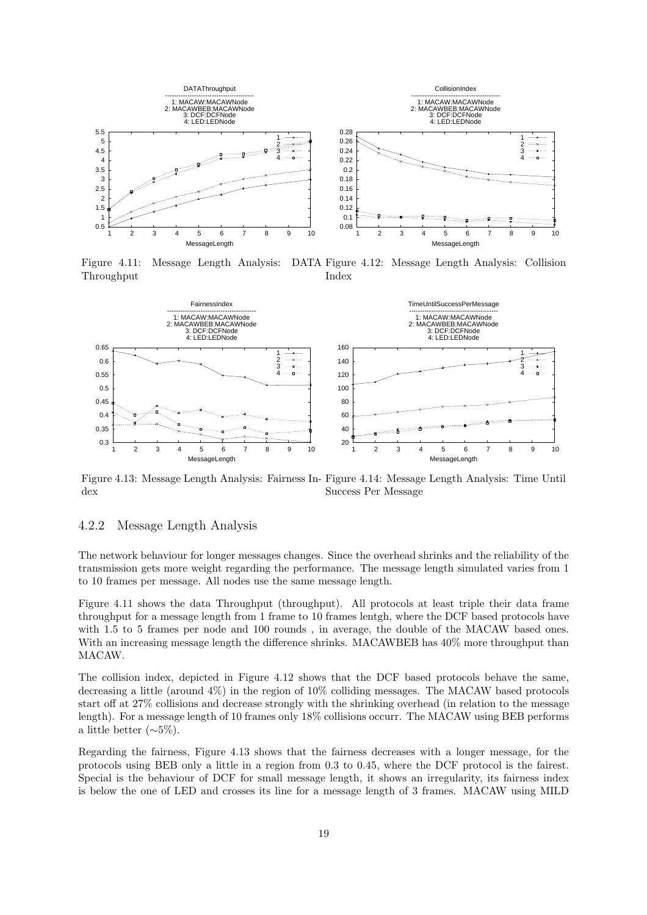Figure 4.11: Message Length Analysis: DATA Throughput

Figure 4.12: Message Length Analysis: Collision Index

Figure 4.13: Message Length Analysis: Fairness Index

Figure 4.14: Message Length Analysis: Time Until Success Per Message

### 4.2.2 Message Length Analysis

The network behaviour for longer messages changes. Since the overhead shrinks and the reliability of the transmission gets more weight regarding the performance. The message length simulated varies from 1 to 10 frames per message. All nodes use the same message length.

Figure 4.11 shows the data Throughput (throughput). All protocols at least triple their data frame throughput for a message length from 1 frame to 10 frames lentgh, where the DCF based protocols have with 1.5 to 5 frames per node and 100 rounds , in average, the double of the MACAW based ones. With an increasing message length the difference shrinks. MACAWBEB has 40% more throughput than MACAW.

The collision index, depicted in Figure 4.12 shows that the DCF based protocols behave the same, decreasing a little (around 4%) in the region of 10% colliding messages. The MACAW based protocols start off at 27% collisions and decrease strongly with the shrinking overhead (in relation to the message length). For a message length of 10 frames only 18% collisions occurr. The MACAW using BEB performs a little better (∼5%).

Regarding the fairness, Figure 4.13 shows that the fairness decreases with a longer message, for the protocols using BEB only a little in a region from 0.3 to 0.45, where the DCF protocol is the fairest. Special is the behaviour of DCF for small message length, it shows an irregularity, its fairness index is below the one of LED and crosses its line for a message length of 3 frames. MACAW using MILD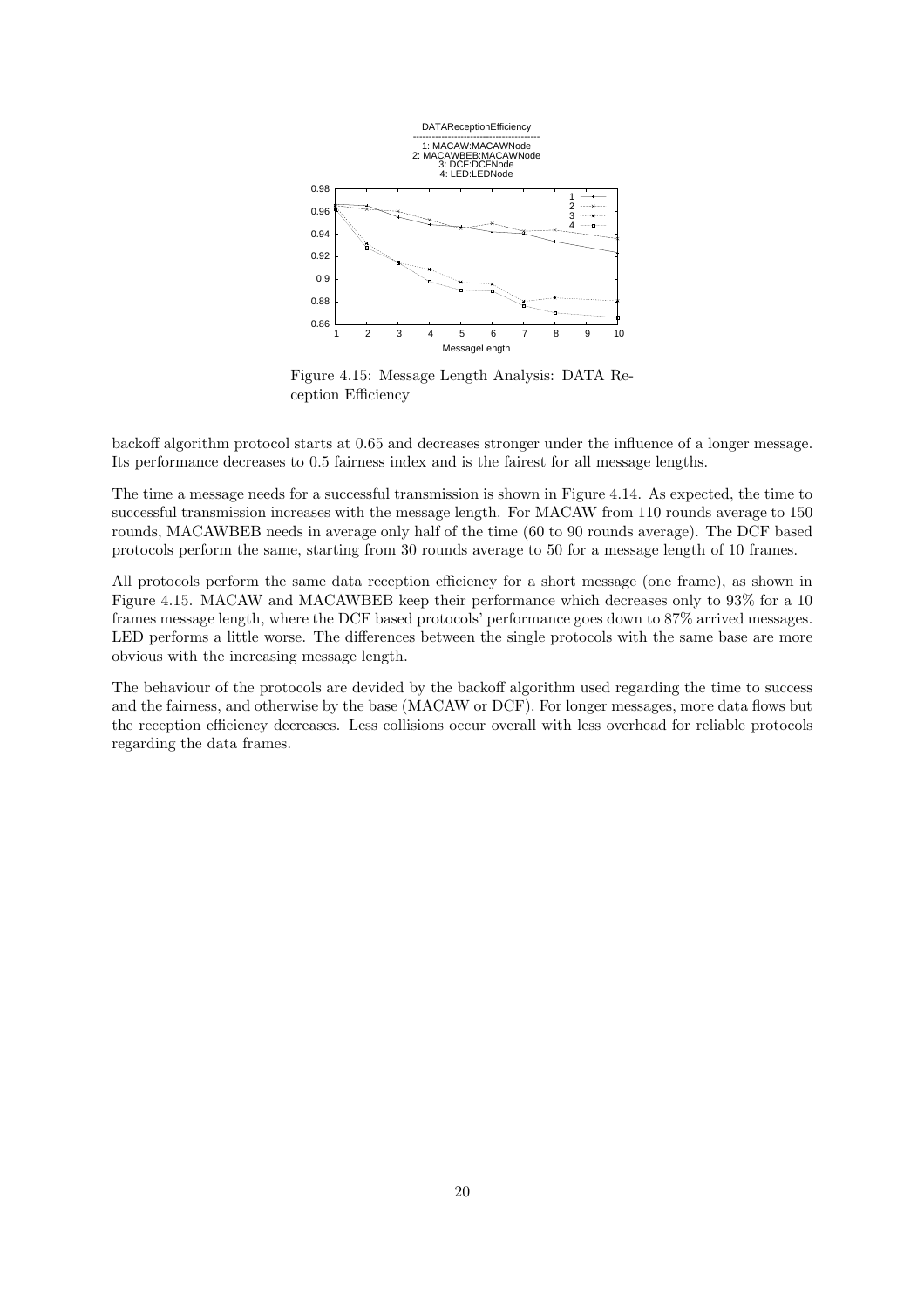Figure 4.15: Message Length Analysis: DATA Reception Efficiency

backoff algorithm protocol starts at 0.65 and decreases stronger under the influence of a longer message. Its performance decreases to 0.5 fairness index and is the fairest for all message lengths.

The time a message needs for a successful transmission is shown in Figure 4.14. As expected, the time to successful transmission increases with the message length. For MACAW from 110 rounds average to 150 rounds, MACAWBEB needs in average only half of the time (60 to 90 rounds average). The DCF based protocols perform the same, starting from 30 rounds average to 50 for a message length of 10 frames.

All protocols perform the same data reception efficiency for a short message (one frame), as shown in Figure 4.15. MACAW and MACAWBEB keep their performance which decreases only to 93% for a 10 frames message length, where the DCF based protocols' performance goes down to 87% arrived messages. LED performs a little worse. The differences between the single protocols with the same base are more obvious with the increasing message length.

The behaviour of the protocols are devided by the backoff algorithm used regarding the time to success and the fairness, and otherwise by the base (MACAW or DCF). For longer messages, more data flows but the reception efficiency decreases. Less collisions occur overall with less overhead for reliable protocols regarding the data frames.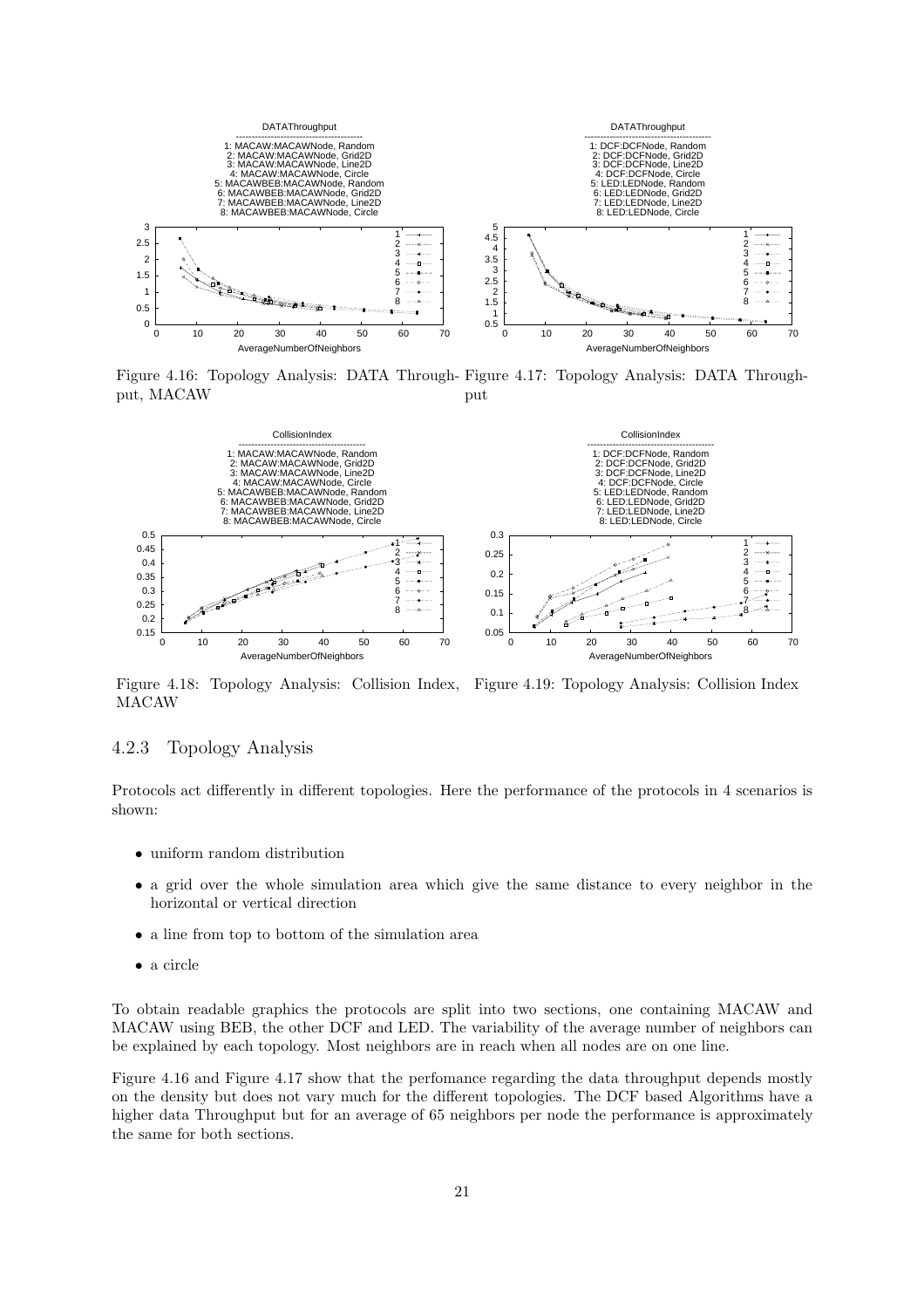Figure 4.16: Topology Analysis: DATA Throughput, MACAW

Figure 4.17: Topology Analysis: DATA Throughput

Figure 4.18: Topology Analysis: Collision Index, MACAW

Figure 4.19: Topology Analysis: Collision Index

### 4.2.3 Topology Analysis

Protocols act differently in different topologies. Here the performance of the protocols in 4 scenarios is shown:

- uniform random distribution
- a grid over the whole simulation area which give the same distance to every neighbor in the horizontal or vertical direction
- a line from top to bottom of the simulation area
- a circle

To obtain readable graphics the protocols are split into two sections, one containing MACAW and MACAW using BEB, the other DCF and LED. The variability of the average number of neighbors can be explained by each topology. Most neighbors are in reach when all nodes are on one line.

Figure 4.16 and Figure 4.17 show that the perfomance regarding the data throughput depends mostly on the density but does not vary much for the different topologies. The DCF based Algorithms have a higher data Throughput but for an average of 65 neighbors per node the performance is approximately the same for both sections.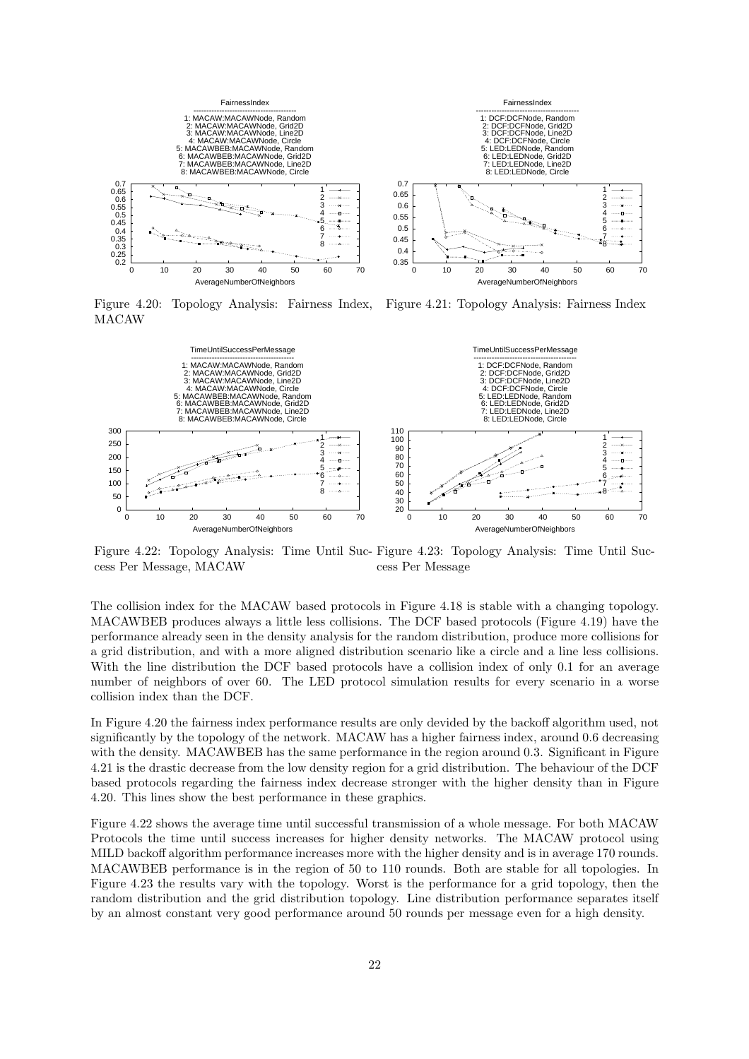Figure 4.20: Topology Analysis: Fairness Index, MACAW

Figure 4.21: Topology Analysis: Fairness Index

Figure 4.22: Topology Analysis: Time Until Success Per Message, MACAW

Figure 4.23: Topology Analysis: Time Until Success Per Message

The collision index for the MACAW based protocols in Figure 4.18 is stable with a changing topology. MACAWBEB produces always a little less collisions. The DCF based protocols (Figure 4.19) have the performance already seen in the density analysis for the random distribution, produce more collisions for a grid distribution, and with a more aligned distribution scenario like a circle and a line less collisions. With the line distribution the DCF based protocols have a collision index of only 0.1 for an average number of neighbors of over 60. The LED protocol simulation results for every scenario in a worse collision index than the DCF.

In Figure 4.20 the fairness index performance results are only devided by the backoff algorithm used, not significantly by the topology of the network. MACAW has a higher fairness index, around 0.6 decreasing with the density. MACAWBEB has the same performance in the region around 0.3. Significant in Figure 4.21 is the drastic decrease from the low density region for a grid distribution. The behaviour of the DCF based protocols regarding the fairness index decrease stronger with the higher density than in Figure 4.20. This lines show the best performance in these graphics.

Figure 4.22 shows the average time until successful transmission of a whole message. For both MACAW Protocols the time until success increases for higher density networks. The MACAW protocol using MILD backoff algorithm performance increases more with the higher density and is in average 170 rounds. MACAWBEB performance is in the region of 50 to 110 rounds. Both are stable for all topologies. In Figure 4.23 the results vary with the topology. Worst is the performance for a grid topology, then the random distribution and the grid distribution topology. Line distribution performance separates itself by an almost constant very good performance around 50 rounds per message even for a high density.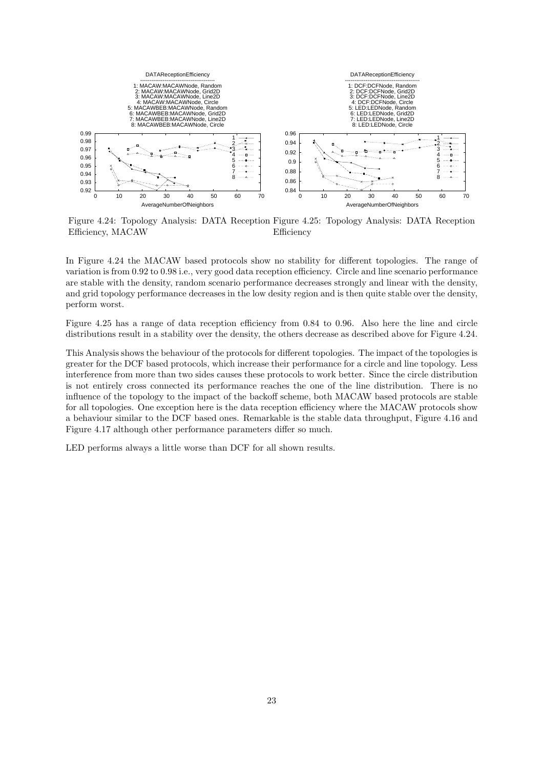Figure 4.24: Topology Analysis: DATA Reception Efficiency, MACAW

Figure 4.25: Topology Analysis: DATA Reception Efficiency

In Figure 4.24 the MACAW based protocols show no stability for different topologies. The range of variation is from 0.92 to 0.98 i.e., very good data reception efficiency. Circle and line scenario performance are stable with the density, random scenario performance decreases strongly and linear with the density, and grid topology performance decreases in the low desity region and is then quite stable over the density, perform worst.

Figure 4.25 has a range of data reception efficiency from 0.84 to 0.96. Also here the line and circle distributions result in a stability over the density, the others decrease as described above for Figure 4.24.

This Analysis shows the behaviour of the protocols for different topologies. The impact of the topologies is greater for the DCF based protocols, which increase their performance for a circle and line topology. Less interference from more than two sides causes these protocols to work better. Since the circle distribution is not entirely cross connected its performance reaches the one of the line distribution. There is no influence of the topology to the impact of the backoff scheme, both MACAW based protocols are stable for all topologies. One exception here is the data reception efficiency where the MACAW protocols show a behaviour similar to the DCF based ones. Remarkable is the stable data throughput, Figure 4.16 and Figure 4.17 although other performance parameters differ so much.

LED performs always a little worse than DCF for all shown results.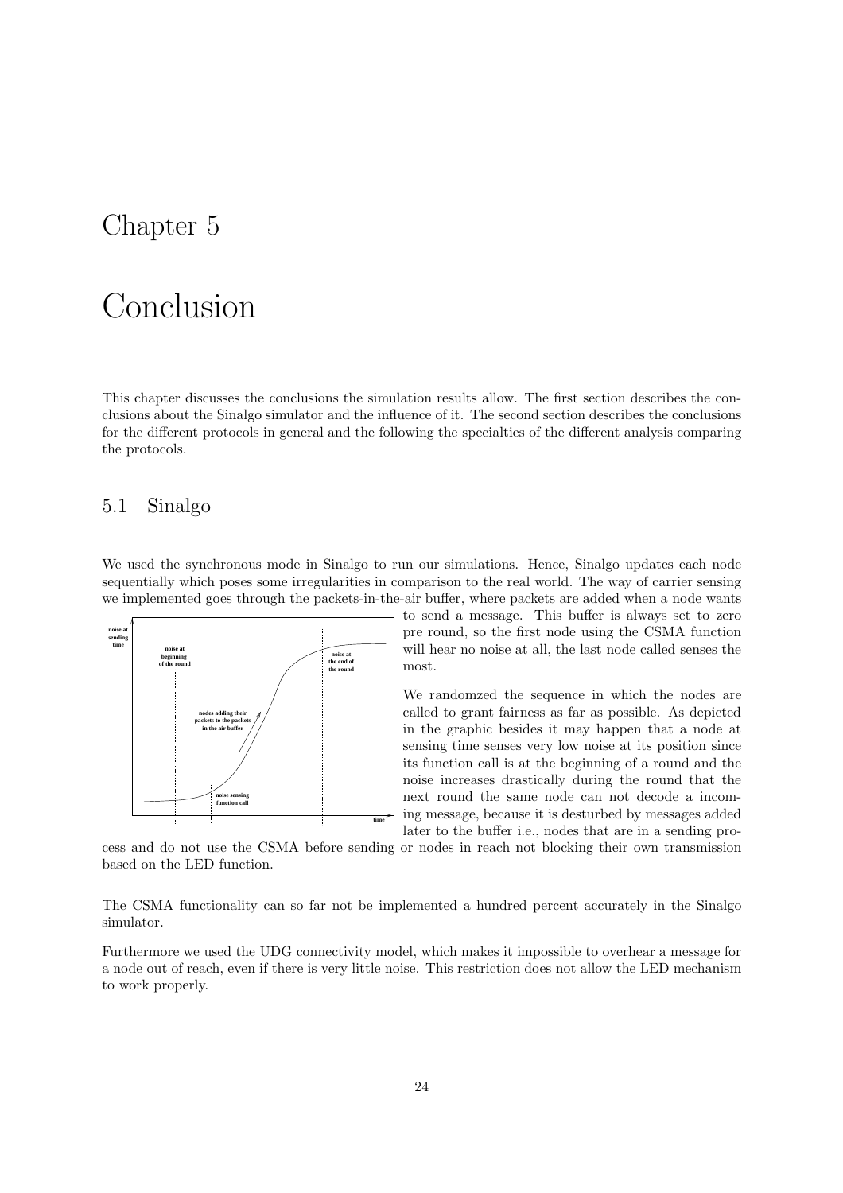# Chapter 5

# Conclusion

This chapter discusses the conclusions the simulation results allow. The first section describes the conclusions about the Sinalgo simulator and the influence of it. The second section describes the conclusions for the different protocols in general and the following the specialties of the different analysis comparing the protocols.

## 5.1 Sinalgo

We used the synchronous mode in Sinalgo to run our simulations. Hence, Sinalgo updates each node sequentially which poses some irregularities in comparison to the real world. The way of carrier sensing we implemented goes through the packets-in-the-air buffer, where packets are added when a node wants to send a message. This buffer is always set to zero pre round, so the first node using the CSMA function will hear no noise at all, the last node called senses the most.

We randomzed the sequence in which the nodes are called to grant fairness as far as possible. As depicted in the graphic besides it may happen that a node at sensing time senses very low noise at its position since its function call is at the beginning of a round and the noise increases drastically during the round that the next round the same node can not decode a incoming message, because it is desturbed by messages added later to the buffer i.e., nodes that are in a sending process and do not use the CSMA before sending or nodes in reach not blocking their own transmission based on the LED function.

The CSMA functionality can so far not be implemented a hundred percent accurately in the Sinalgo simulator.

Furthermore we used the UDG connectivity model, which makes it impossible to overhear a message for a node out of reach, even if there is very little noise. This restriction does not allow the LED mechanism to work properly.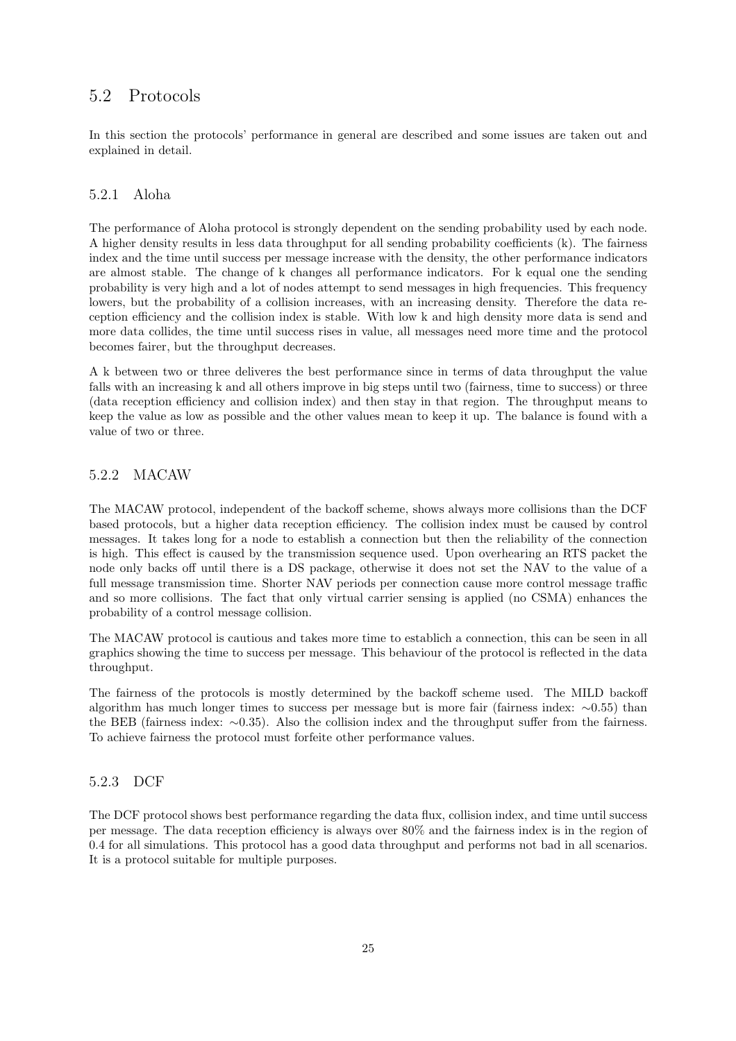## 5.2 Protocols

In this section the protocols' performance in general are described and some issues are taken out and explained in detail.

### 5.2.1 Aloha

The performance of Aloha protocol is strongly dependent on the sending probability used by each node. A higher density results in less data throughput for all sending probability coefficients (k). The fairness index and the time until success per message increase with the density, the other performance indicators are almost stable. The change of k changes all performance indicators. For k equal one the sending probability is very high and a lot of nodes attempt to send messages in high frequencies. This frequency lowers, but the probability of a collision increases, with an increasing density. Therefore the data reception efficiency and the collision index is stable. With low k and high density more data is send and more data collides, the time until success rises in value, all messages need more time and the protocol becomes fairer, but the throughput decreases.

A k between two or three deliveres the best performance since in terms of data throughput the value falls with an increasing k and all others improve in big steps until two (fairness, time to success) or three (data reception efficiency and collision index) and then stay in that region. The throughput means to keep the value as low as possible and the other values mean to keep it up. The balance is found with a value of two or three.

### 5.2.2 MACAW

The MACAW protocol, independent of the backoff scheme, shows always more collisions than the DCF based protocols, but a higher data reception efficiency. The collision index must be caused by control messages. It takes long for a node to establish a connection but then the reliability of the connection is high. This effect is caused by the transmission sequence used. Upon overhearing an RTS packet the node only backs off until there is a DS package, otherwise it does not set the NAV to the value of a full message transmission time. Shorter NAV periods per connection cause more control message traffic and so more collisions. The fact that only virtual carrier sensing is applied (no CSMA) enhances the probability of a control message collision.

The MACAW protocol is cautious and takes more time to establich a connection, this can be seen in all graphics showing the time to success per message. This behaviour of the protocol is reflected in the data throughput.

The fairness of the protocols is mostly determined by the backoff scheme used. The MILD backoff algorithm has much longer times to success per message but is more fair (fairness index: $\sim$0.55) than the BEB (fairness index: $\sim$0.35). Also the collision index and the throughput suffer from the fairness. To achieve fairness the protocol must forfeite other performance values.

### 5.2.3 DCF

The DCF protocol shows best performance regarding the data flux, collision index, and time until success per message. The data reception efficiency is always over 80% and the fairness index is in the region of 0.4 for all simulations. This protocol has a good data throughput and performs not bad in all scenarios. It is a protocol suitable for multiple purposes.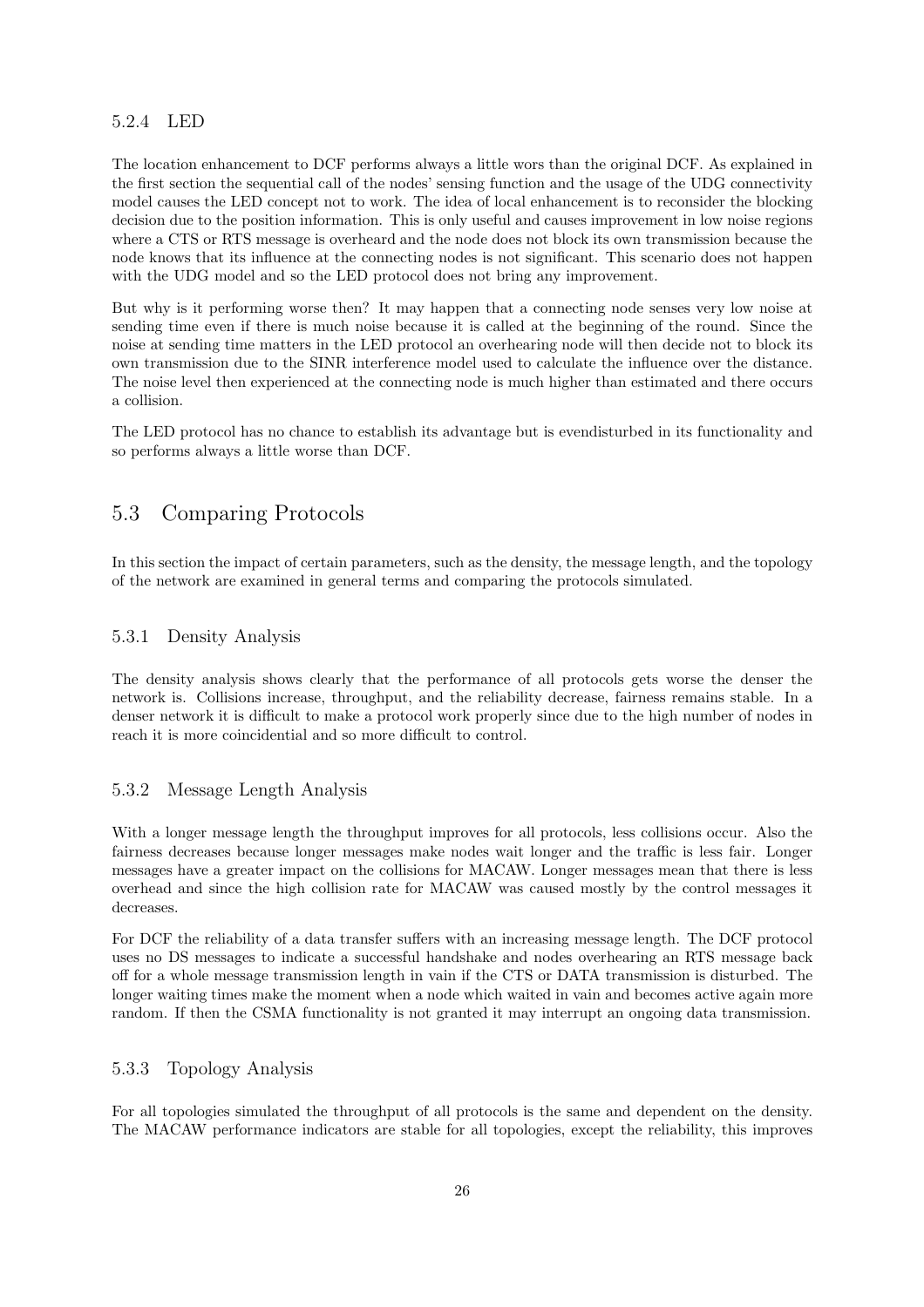### 5.2.4 LED

The location enhancement to DCF performs always a little wors than the original DCF. As explained in the first section the sequential call of the nodes' sensing function and the usage of the UDG connectivity model causes the LED concept not to work. The idea of local enhancement is to reconsider the blocking decision due to the position information. This is only useful and causes improvement in low noise regions where a CTS or RTS message is overheard and the node does not block its own transmission because the node knows that its influence at the connecting nodes is not significant. This scenario does not happen with the UDG model and so the LED protocol does not bring any improvement.

But why is it performing worse then? It may happen that a connecting node senses very low noise at sending time even if there is much noise because it is called at the beginning of the round. Since the noise at sending time matters in the LED protocol an overhearing node will then decide not to block its own transmission due to the SINR interference model used to calculate the influence over the distance. The noise level then experienced at the connecting node is much higher than estimated and there occurs a collision.

The LED protocol has no chance to establish its advantage but is evendisturbed in its functionality and so performs always a little worse than DCF.

## 5.3 Comparing Protocols

In this section the impact of certain parameters, such as the density, the message length, and the topology of the network are examined in general terms and comparing the protocols simulated.

### 5.3.1 Density Analysis

The density analysis shows clearly that the performance of all protocols gets worse the denser the network is. Collisions increase, throughput, and the reliability decrease, fairness remains stable. In a denser network it is difficult to make a protocol work properly since due to the high number of nodes in reach it is more coincidential and so more difficult to control.

### 5.3.2 Message Length Analysis

With a longer message length the throughput improves for all protocols, less collisions occur. Also the fairness decreases because longer messages make nodes wait longer and the traffic is less fair. Longer messages have a greater impact on the collisions for MACAW. Longer messages mean that there is less overhead and since the high collision rate for MACAW was caused mostly by the control messages it decreases.

For DCF the reliability of a data transfer suffers with an increasing message length. The DCF protocol uses no DS messages to indicate a successful handshake and nodes overhearing an RTS message back off for a whole message transmission length in vain if the CTS or DATA transmission is disturbed. The longer waiting times make the moment when a node which waited in vain and becomes active again more random. If then the CSMA functionality is not granted it may interrupt an ongoing data transmission.

### 5.3.3 Topology Analysis

For all topologies simulated the throughput of all protocols is the same and dependent on the density. The MACAW performance indicators are stable for all topologies, except the reliability, this improves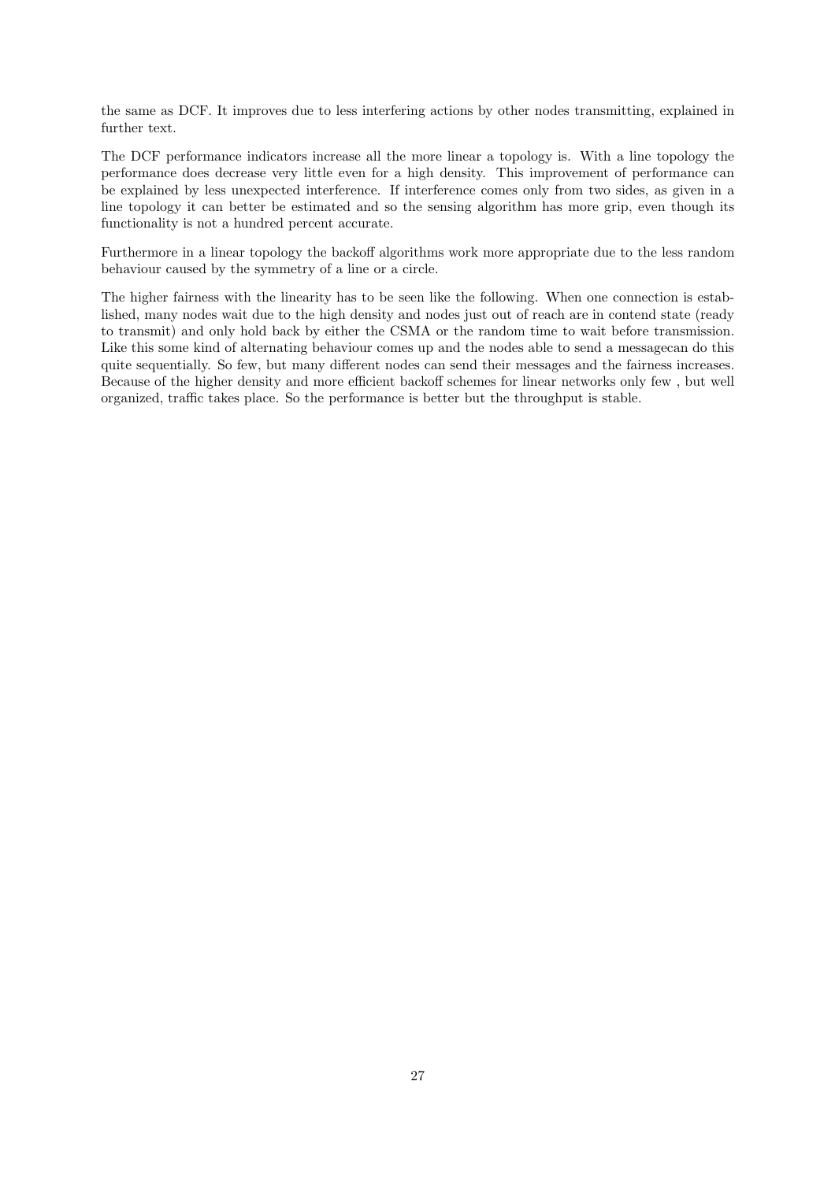the same as DCF. It improves due to less interfering actions by other nodes transmitting, explained in further text.

The DCF performance indicators increase all the more linear a topology is. With a line topology the performance does decrease very little even for a high density. This improvement of performance can be explained by less unexpected interference. If interference comes only from two sides, as given in a line topology it can better be estimated and so the sensing algorithm has more grip, even though its functionality is not a hundred percent accurate.

Furthermore in a linear topology the backoff algorithms work more appropriate due to the less random behaviour caused by the symmetry of a line or a circle.

The higher fairness with the linearity has to be seen like the following. When one connection is established, many nodes wait due to the high density and nodes just out of reach are in contend state (ready to transmit) and only hold back by either the CSMA or the random time to wait before transmission. Like this some kind of alternating behaviour comes up and the nodes able to send a messagecan do this quite sequentially. So few, but many different nodes can send their messages and the fairness increases. Because of the higher density and more efficient backoff schemes for linear networks only few , but well organized, traffic takes place. So the performance is better but the throughput is stable.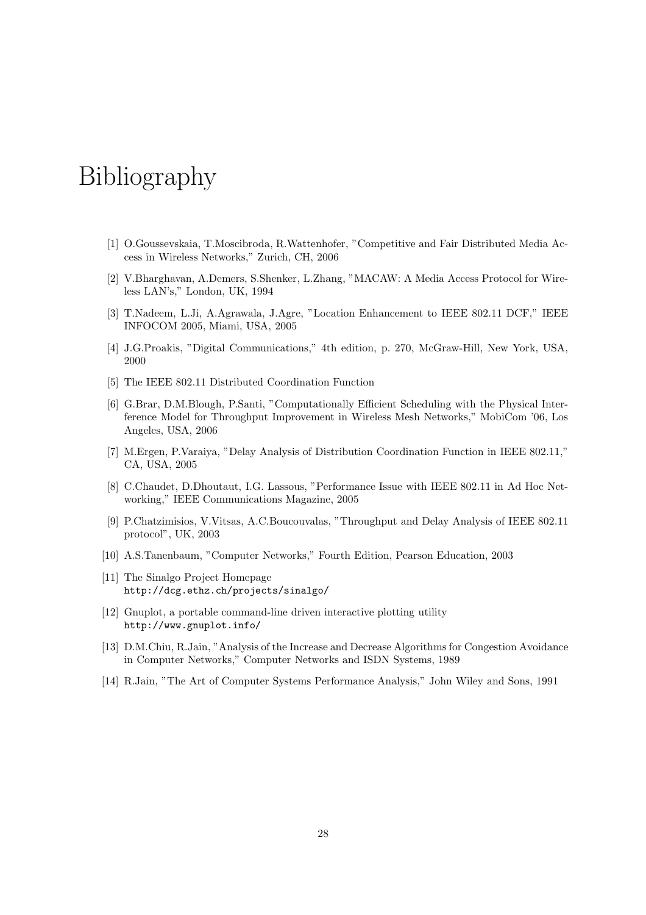# Bibliography

[1] O.Goussevskaia, T.Moscibroda, R.Wattenhofer, "Competitive and Fair Distributed Media Access in Wireless Networks," Zurich, CH, 2006

[2] V.Bharghavan, A.Demers, S.Shenker, L.Zhang, "MACAW: A Media Access Protocol for Wireless LAN's," London, UK, 1994

[3] T.Nadeem, L.Ji, A.Agrawala, J.Agre, "Location Enhancement to IEEE 802.11 DCF," IEEE INFOCOM 2005, Miami, USA, 2005

[4] J.G.Proakis, "Digital Communications," 4th edition, p. 270, McGraw-Hill, New York, USA, 2000

[5] The IEEE 802.11 Distributed Coordination Function

[6] G.Brar, D.M.Blough, P.Santi, "Computationally Efficient Scheduling with the Physical Interference Model for Throughput Improvement in Wireless Mesh Networks," MobiCom '06, Los Angeles, USA, 2006

[7] M.Ergen, P.Varaiya, "Delay Analysis of Distribution Coordination Function in IEEE 802.11," CA, USA, 2005

[8] C.Chaudet, D.Dhoutaut, I.G. Lassous, "Performance Issue with IEEE 802.11 in Ad Hoc Networking," IEEE Communications Magazine, 2005

[9] P.Chatzimisios, V.Vitsas, A.C.Boucouvalas, "Throughput and Delay Analysis of IEEE 802.11 protocol", UK, 2003

[10] A.S.Tanenbaum, "Computer Networks," Fourth Edition, Pearson Education, 2003

[11] The Sinalgo Project Homepage
http://dcg.ethz.ch/projects/sinalgo/

[12] Gnuplot, a portable command-line driven interactive plotting utility
http://www.gnuplot.info/

[13] D.M.Chiu, R.Jain, "Analysis of the Increase and Decrease Algorithms for Congestion Avoidance in Computer Networks," Computer Networks and ISDN Systems, 1989

[14] R.Jain, "The Art of Computer Systems Performance Analysis," John Wiley and Sons, 1991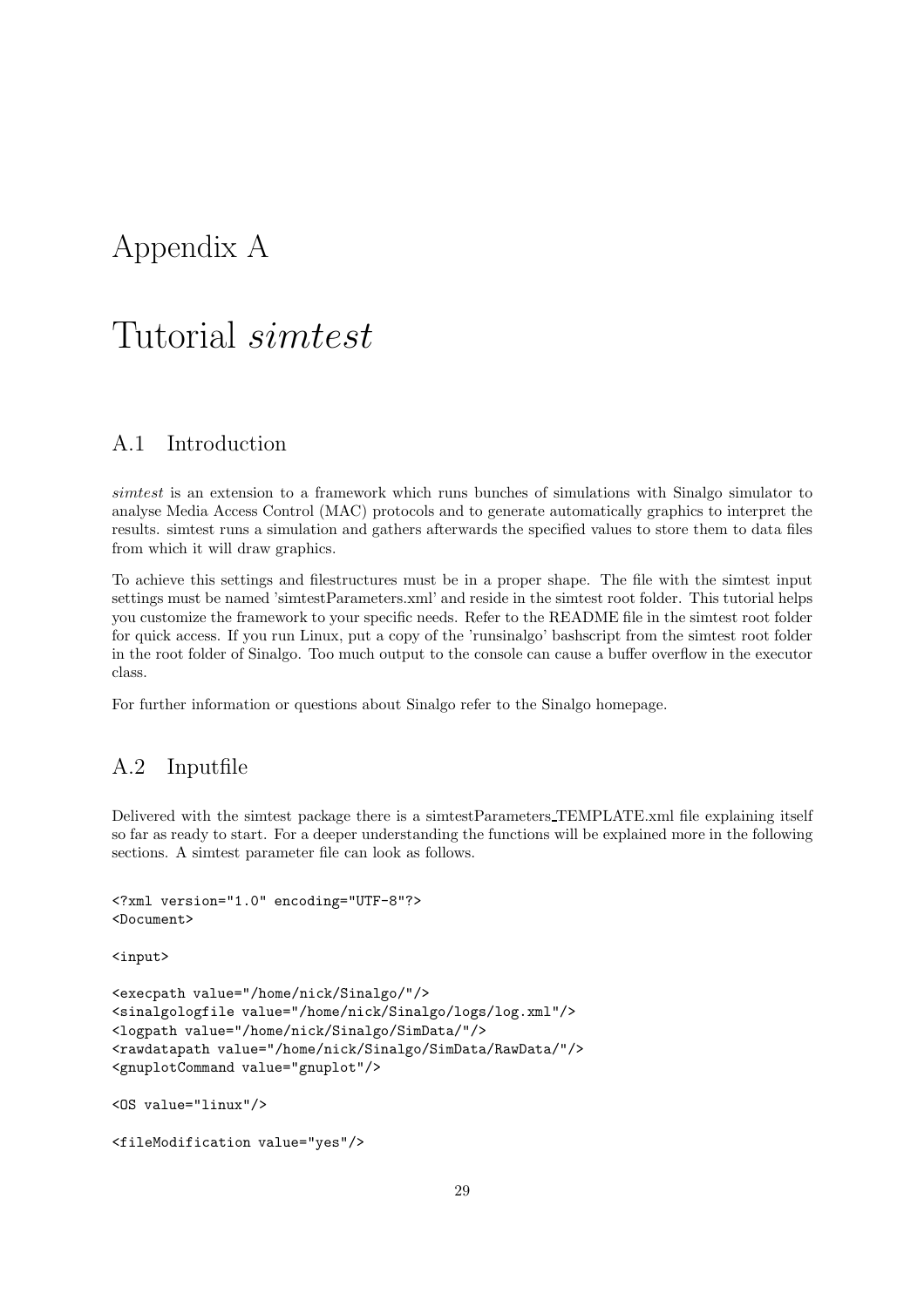# Appendix A

# Tutorial *simtest*

## A.1 Introduction

*simtest* is an extension to a framework which runs bunches of simulations with Sinalgo simulator to analyse Media Access Control (MAC) protocols and to generate automatically graphics to interpret the results. simtest runs a simulation and gathers afterwards the specified values to store them to data files from which it will draw graphics.

To achieve this settings and filestructures must be in a proper shape. The file with the simtest input settings must be named 'simtestParameters.xml' and reside in the simtest root folder. This tutorial helps you customize the framework to your specific needs. Refer to the README file in the simtest root folder for quick access. If you run Linux, put a copy of the 'runsinalgo' bashscript from the simtest root folder in the root folder of Sinalgo. Too much output to the console can cause a buffer overflow in the executor class.

For further information or questions about Sinalgo refer to the Sinalgo homepage.

## A.2 Inputfile

Delivered with the simtest package there is a simtestParameters_TEMPLATE.xml file explaining itself so far as ready to start. For a deeper understanding the functions will be explained more in the following sections. A simtest parameter file can look as follows.

```
<?xml version="1.0" encoding="UTF-8"?>
<Document>

<input>

<execpath value="/home/nick/Sinalgo/"/>
<sinalgologfile value="/home/nick/Sinalgo/logs/log.xml"/>
<logpath value="/home/nick/Sinalgo/SimData/"/>
<rawdatapath value="/home/nick/Sinalgo/SimData/RawData/"/>
<gnuplotCommand value="gnuplot"/>

<OS value="linux"/>

<fileModification value="yes"/>
```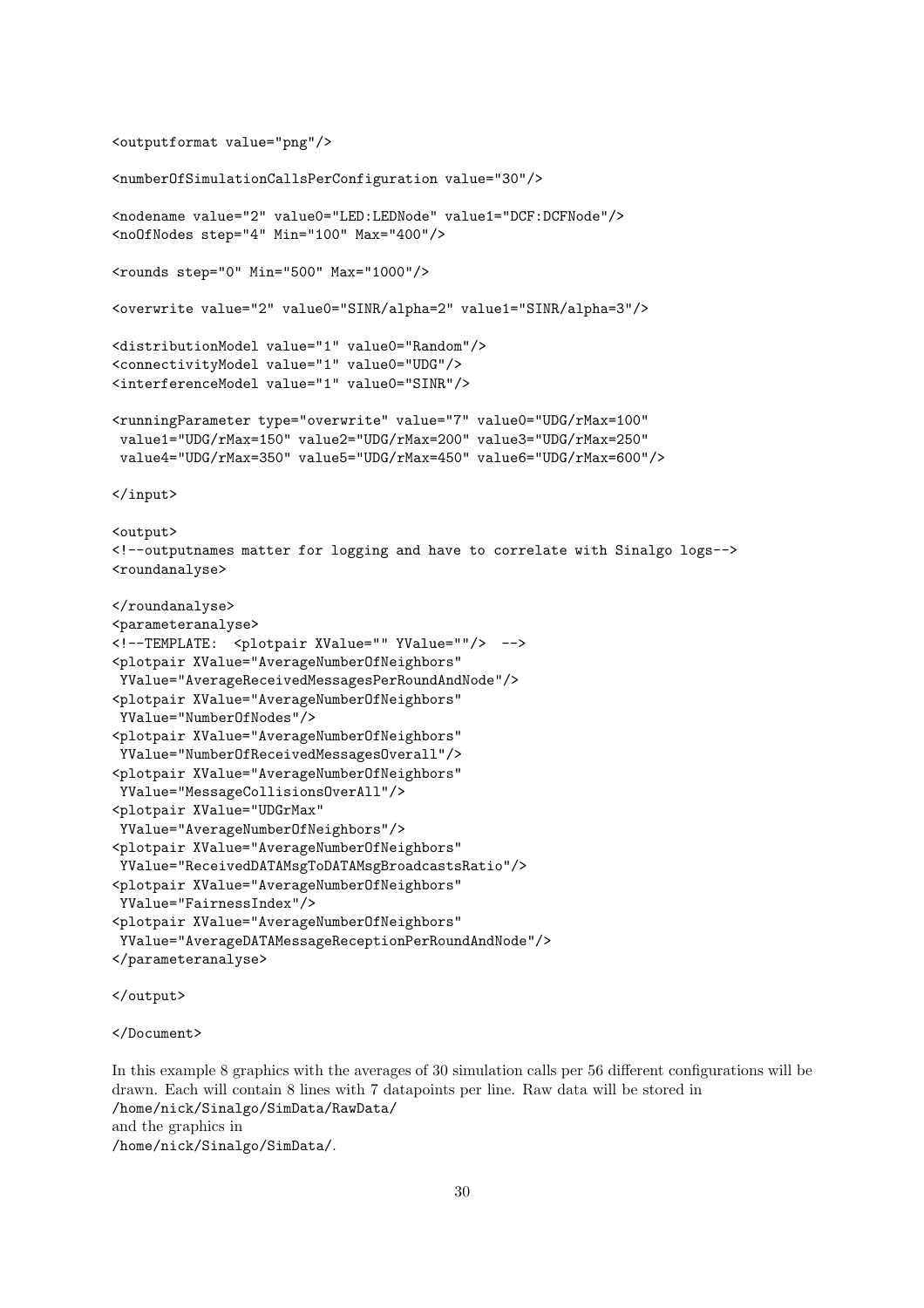```
<outputformat value="png"/>

<numberOfSimulationCallsPerConfiguration value="30"/>

<nodename value="2" value0="LED:LEDNode" value1="DCF:DCFNode"/>
<noOfNodes step="4" Min="100" Max="400"/>

<rounds step="0" Min="500" Max="1000"/>

<overwrite value="2" value0="SINR/alpha=2" value1="SINR/alpha=3"/>

<distributionModel value="1" value0="Random"/>
<connectivityModel value="1" value0="UDG"/>
<interferenceModel value="1" value0="SINR"/>

<runningParameter type="overwrite" value="7" value0="UDG/rMax=100"
 value1="UDG/rMax=150" value2="UDG/rMax=200" value3="UDG/rMax=250"
 value4="UDG/rMax=350" value5="UDG/rMax=450" value6="UDG/rMax=600"/>

</input>

<output>
<!--outputnames matter for logging and have to correlate with Sinalgo logs-->
<roundanalyse>

</roundanalyse>
<parameteranalyse>
<!--TEMPLATE:  <plotpair XValue="" YValue=""/>  -->
<plotpair XValue="AverageNumberOfNeighbors"
 YValue="AverageReceivedMessagesPerRoundAndNode"/>
<plotpair XValue="AverageNumberOfNeighbors"
 YValue="NumberOfNodes"/>
<plotpair XValue="AverageNumberOfNeighbors"
 YValue="NumberOfReceivedMessagesOverall"/>
<plotpair XValue="AverageNumberOfNeighbors"
 YValue="MessageCollisionsOverAll"/>
<plotpair XValue="UDGrMax"
 YValue="AverageNumberOfNeighbors"/>
<plotpair XValue="AverageNumberOfNeighbors"
 YValue="ReceivedDATAMsgToDATAMsgBroadcastsRatio"/>
<plotpair XValue="AverageNumberOfNeighbors"
 YValue="FairnessIndex"/>
<plotpair XValue="AverageNumberOfNeighbors"
 YValue="AverageDATAMessageReceptionPerRoundAndNode"/>
</parameteranalyse>

</output>

</Document>
```

In this example 8 graphics with the averages of 30 simulation calls per 56 different configurations will be drawn. Each will contain 8 lines with 7 datapoints per line. Raw data will be stored in
/home/nick/Sinalgo/SimData/RawData/
and the graphics in
/home/nick/Sinalgo/SimData/.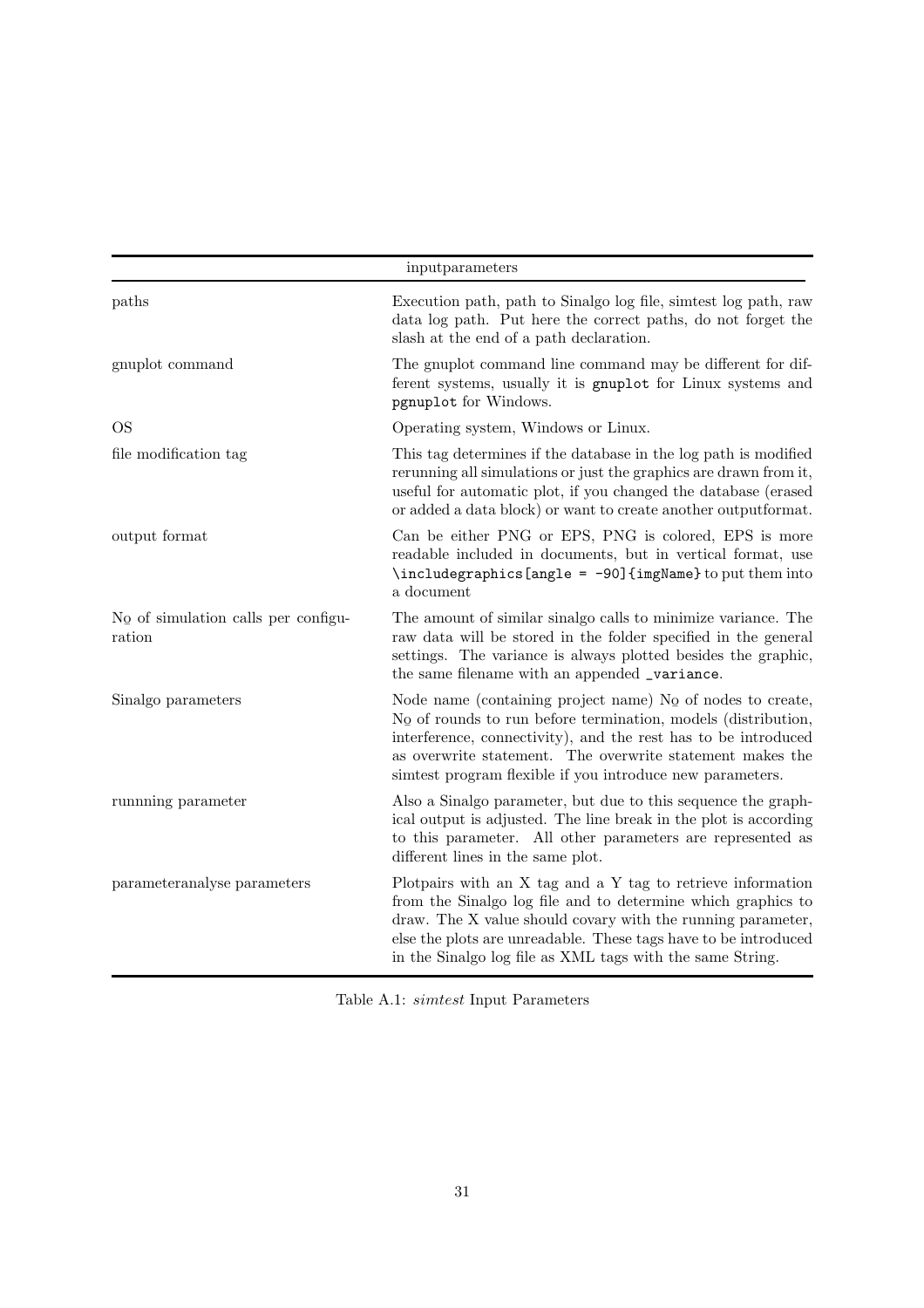| inputparameters | |
|---|---|
| paths | Execution path, path to Sinalgo log file, simtest log path, raw data log path. Put here the correct paths, do not forget the slash at the end of a path declaration. |
| gnuplot command | The gnuplot command line command may be different for different systems, usually it is `gnuplot` for Linux systems and `pgnuplot` for Windows. |
| OS | Operating system, Windows or Linux. |
| file modification tag | This tag determines if the database in the log path is modified rerunning all simulations or just the graphics are drawn from it, useful for automatic plot, if you changed the database (erased or added a data block) or want to create another outputformat. |
| output format | Can be either PNG or EPS, PNG is colored, EPS is more readable included in documents, but in vertical format, use `\includegraphics[angle = -90]{imgName}` to put them into a document |
| № of simulation calls per configuration | The amount of similar sinalgo calls to minimize variance. The raw data will be stored in the folder specified in the general settings. The variance is always plotted besides the graphic, the same filename with an appended `_variance`. |
| Sinalgo parameters | Node name (containing project name) № of nodes to create, № of rounds to run before termination, models (distribution, interference, connectivity), and the rest has to be introduced as overwrite statement. The overwrite statement makes the simtest program flexible if you introduce new parameters. |
| runnning parameter | Also a Sinalgo parameter, but due to this sequence the graphical output is adjusted. The line break in the plot is according to this parameter. All other parameters are represented as different lines in the same plot. |
| parameteranalyse parameters | Plotpairs with an X tag and a Y tag to retrieve information from the Sinalgo log file and to determine which graphics to draw. The X value should covary with the running parameter, else the plots are unreadable. These tags have to be introduced in the Sinalgo log file as XML tags with the same String. |

Table A.1: *simtest* Input Parameters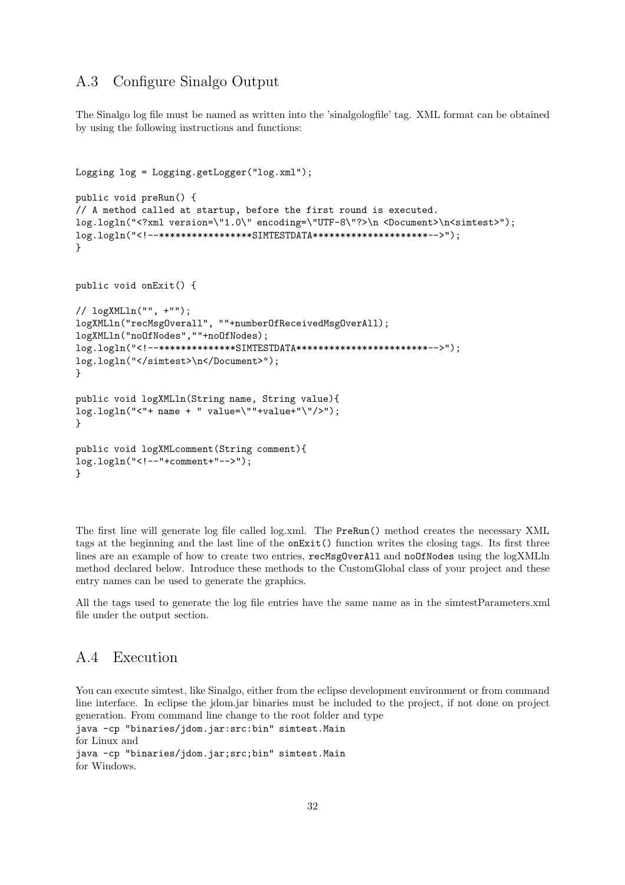## A.3 Configure Sinalgo Output

The Sinalgo log file must be named as written into the 'sinalgologfile' tag. XML format can be obtained by using the following instructions and functions:

```
Logging log = Logging.getLogger("log.xml");

public void preRun() {
// A method called at startup, before the first round is executed.
log.logln("<?xml version=\"1.0\" encoding=\"UTF-8\"?>\n <Document>\n<simtest>");
log.logln("<!--*****************SIMTESTDATA*********************-->");
}


public void onExit() {

// logXMLln("", +"");
logXMLln("recMsgOverall", ""+numberOfReceivedMsgOverAll);
logXMLln("noOfNodes",""+noOfNodes);
log.logln("<!--**************SIMTESTDATA************************-->");
log.logln("</simtest>\n</Document>");
}

public void logXMLln(String name, String value){
log.logln("<"+ name + " value=\""+value+"\"/>");
}

public void logXMLcomment(String comment){
log.logln("<!--"+comment+"-->");
}
```

The first line will generate log file called log.xml. The `PreRun()` method creates the necessary XML tags at the beginning and the last line of the `onExit()` function writes the closing tags. Its first three lines are an example of how to create two entries, `recMsgOverAll` and `noOfNodes` using the logXMLln method declared below. Introduce these methods to the CustomGlobal class of your project and these entry names can be used to generate the graphics.

All the tags used to generate the log file entries have the same name as in the simtestParameters.xml file under the output section.

## A.4 Execution

You can execute simtest, like Sinalgo, either from the eclipse development environment or from command line interface. In eclipse the jdom.jar binaries must be included to the project, if not done on project generation. From command line change to the root folder and type
`java -cp "binaries/jdom.jar:src:bin" simtest.Main`
for Linux and
`java -cp "binaries/jdom.jar;src;bin" simtest.Main`
for Windows.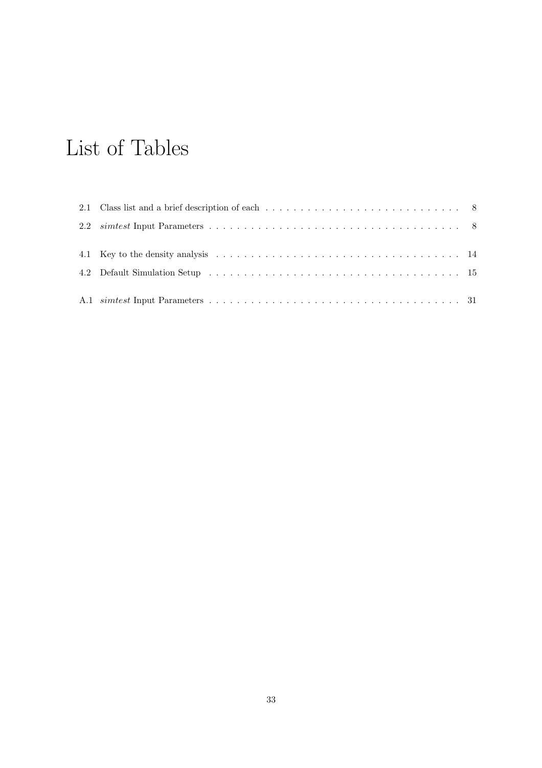# List of Tables

2.1 Class list and a brief description of each . . . . . . . . . . . . . . . . . . . . . . . . . . . . . 8

2.2 *simtest* Input Parameters . . . . . . . . . . . . . . . . . . . . . . . . . . . . . . . . . . . . . 8

4.1 Key to the density analysis . . . . . . . . . . . . . . . . . . . . . . . . . . . . . . . . . . . 14

4.2 Default Simulation Setup . . . . . . . . . . . . . . . . . . . . . . . . . . . . . . . . . . . . 15

A.1 *simtest* Input Parameters . . . . . . . . . . . . . . . . . . . . . . . . . . . . . . . . . . . . 31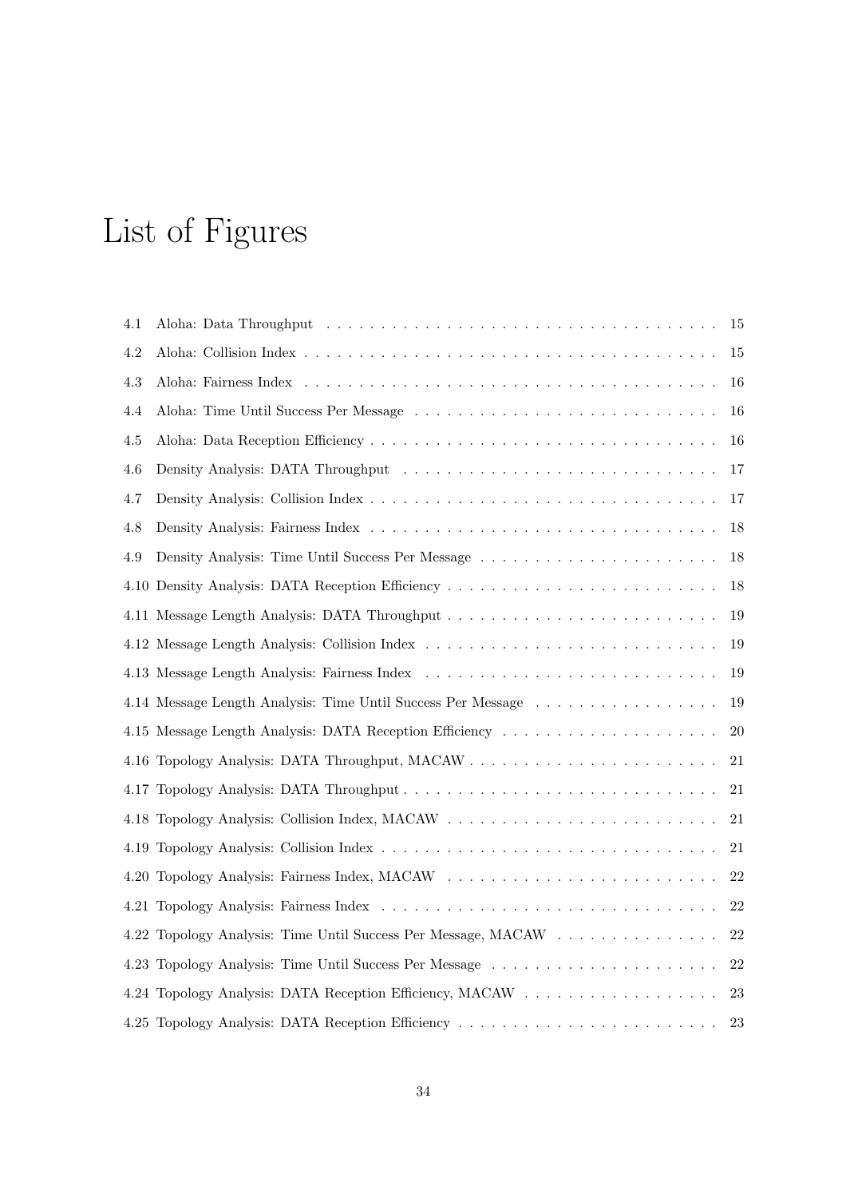# List of Figures

4.1 Aloha: Data Throughput . . . . . . . . . . 15
4.2 Aloha: Collision Index . . . . . . . . . . 15
4.3 Aloha: Fairness Index . . . . . . . . . . 16
4.4 Aloha: Time Until Success Per Message . . . . . . . . . . 16
4.5 Aloha: Data Reception Efficiency . . . . . . . . . . 16
4.6 Density Analysis: DATA Throughput . . . . . . . . . . 17
4.7 Density Analysis: Collision Index . . . . . . . . . . 17
4.8 Density Analysis: Fairness Index . . . . . . . . . . 18
4.9 Density Analysis: Time Until Success Per Message . . . . . . . . . . 18
4.10 Density Analysis: DATA Reception Efficiency . . . . . . . . . . 18
4.11 Message Length Analysis: DATA Throughput . . . . . . . . . . 19
4.12 Message Length Analysis: Collision Index . . . . . . . . . . 19
4.13 Message Length Analysis: Fairness Index . . . . . . . . . . 19
4.14 Message Length Analysis: Time Until Success Per Message . . . . . . . . . . 19
4.15 Message Length Analysis: DATA Reception Efficiency . . . . . . . . . . 20
4.16 Topology Analysis: DATA Throughput, MACAW . . . . . . . . . . 21
4.17 Topology Analysis: DATA Throughput . . . . . . . . . . 21
4.18 Topology Analysis: Collision Index, MACAW . . . . . . . . . . 21
4.19 Topology Analysis: Collision Index . . . . . . . . . . 21
4.20 Topology Analysis: Fairness Index, MACAW . . . . . . . . . . 22
4.21 Topology Analysis: Fairness Index . . . . . . . . . . 22
4.22 Topology Analysis: Time Until Success Per Message, MACAW . . . . . . . . . . 22
4.23 Topology Analysis: Time Until Success Per Message . . . . . . . . . . 22
4.24 Topology Analysis: DATA Reception Efficiency, MACAW . . . . . . . . . . 23
4.25 Topology Analysis: DATA Reception Efficiency . . . . . . . . . . 23